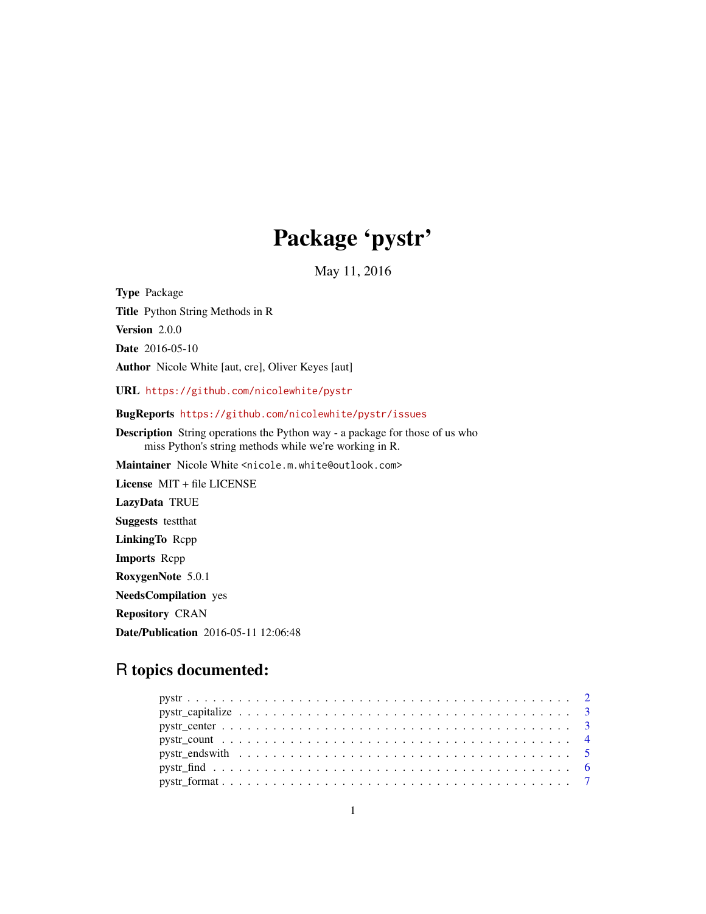# Package 'pystr'

May 11, 2016

**Type** Package

**Title** Python String Methods in R

**Version** 2.0.0

**Date** 2016-05-10

**Author** Nicole White [aut, cre], Oliver Keyes [aut]

**URL** https://github.com/nicolewhite/pystr

**BugReports** https://github.com/nicolewhite/pystr/issues

**Description** String operations the Python way - a package for those of us who miss Python's string methods while we're working in R.

**Maintainer** Nicole White <nicole.m.white@outlook.com>

**License** MIT + file LICENSE

**LazyData** TRUE

**Suggests** testthat

**LinkingTo** Rcpp

**Imports** Rcpp

**RoxygenNote** 5.0.1

**NeedsCompilation** yes

**Repository** CRAN

**Date/Publication** 2016-05-11 12:06:48

## R topics documented:

- pystr . . . . . . . . . . . . . . . . . . . . . . . . . . . . . . . . . . . . . . . . . . . . 2
- pystr_capitalize . . . . . . . . . . . . . . . . . . . . . . . . . . . . . . . . . . . . . . . 3
- pystr_center . . . . . . . . . . . . . . . . . . . . . . . . . . . . . . . . . . . . . . . . . 3
- pystr_count . . . . . . . . . . . . . . . . . . . . . . . . . . . . . . . . . . . . . . . . . 4
- pystr_endswith . . . . . . . . . . . . . . . . . . . . . . . . . . . . . . . . . . . . . . . 5
- pystr_find . . . . . . . . . . . . . . . . . . . . . . . . . . . . . . . . . . . . . . . . . . 6
- pystr_format . . . . . . . . . . . . . . . . . . . . . . . . . . . . . . . . . . . . . . . . 7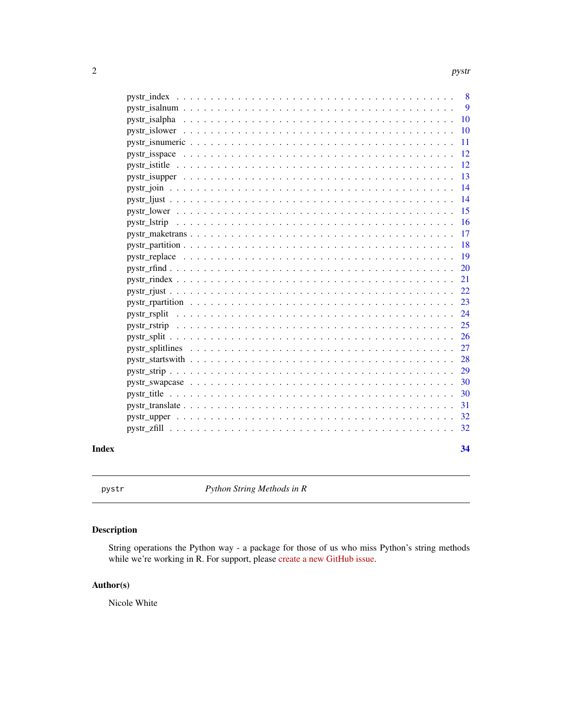pystr_index . . . . . . . . . . . . . . . . . . . . . . . . . . . . . . . . . . . . . . 8
pystr_isalnum . . . . . . . . . . . . . . . . . . . . . . . . . . . . . . . . . . . . . 9
pystr_isalpha . . . . . . . . . . . . . . . . . . . . . . . . . . . . . . . . . . . . . 10
pystr_islower . . . . . . . . . . . . . . . . . . . . . . . . . . . . . . . . . . . . . 10
pystr_isnumeric . . . . . . . . . . . . . . . . . . . . . . . . . . . . . . . . . . . . 11
pystr_isspace . . . . . . . . . . . . . . . . . . . . . . . . . . . . . . . . . . . . . 12
pystr_istitle . . . . . . . . . . . . . . . . . . . . . . . . . . . . . . . . . . . . . 12
pystr_isupper . . . . . . . . . . . . . . . . . . . . . . . . . . . . . . . . . . . . . 13
pystr_join . . . . . . . . . . . . . . . . . . . . . . . . . . . . . . . . . . . . . . 14
pystr_ljust . . . . . . . . . . . . . . . . . . . . . . . . . . . . . . . . . . . . . . 14
pystr_lower . . . . . . . . . . . . . . . . . . . . . . . . . . . . . . . . . . . . . . 15
pystr_lstrip . . . . . . . . . . . . . . . . . . . . . . . . . . . . . . . . . . . . . 16
pystr_maketrans . . . . . . . . . . . . . . . . . . . . . . . . . . . . . . . . . . . . 17
pystr_partition . . . . . . . . . . . . . . . . . . . . . . . . . . . . . . . . . . . . 18
pystr_replace . . . . . . . . . . . . . . . . . . . . . . . . . . . . . . . . . . . . . 19
pystr_rfind . . . . . . . . . . . . . . . . . . . . . . . . . . . . . . . . . . . . . . 20
pystr_rindex . . . . . . . . . . . . . . . . . . . . . . . . . . . . . . . . . . . . . 21
pystr_rjust . . . . . . . . . . . . . . . . . . . . . . . . . . . . . . . . . . . . . . 22
pystr_rpartition . . . . . . . . . . . . . . . . . . . . . . . . . . . . . . . . . . . 23
pystr_rsplit . . . . . . . . . . . . . . . . . . . . . . . . . . . . . . . . . . . . . 24
pystr_rstrip . . . . . . . . . . . . . . . . . . . . . . . . . . . . . . . . . . . . . 25
pystr_split . . . . . . . . . . . . . . . . . . . . . . . . . . . . . . . . . . . . . . 26
pystr_splitlines . . . . . . . . . . . . . . . . . . . . . . . . . . . . . . . . . . . 27
pystr_startswith . . . . . . . . . . . . . . . . . . . . . . . . . . . . . . . . . . . 28
pystr_strip . . . . . . . . . . . . . . . . . . . . . . . . . . . . . . . . . . . . . . 29
pystr_swapcase . . . . . . . . . . . . . . . . . . . . . . . . . . . . . . . . . . . . 30
pystr_title . . . . . . . . . . . . . . . . . . . . . . . . . . . . . . . . . . . . . . 30
pystr_translate . . . . . . . . . . . . . . . . . . . . . . . . . . . . . . . . . . . . 31
pystr_upper . . . . . . . . . . . . . . . . . . . . . . . . . . . . . . . . . . . . . . 32
pystr_zfill . . . . . . . . . . . . . . . . . . . . . . . . . . . . . . . . . . . . . . 32

**Index** **34**

---

`pystr` *Python String Methods in R*

---

### Description

String operations the Python way - a package for those of us who miss Python's string methods while we're working in R. For support, please create a new GitHub issue.

### Author(s)

Nicole White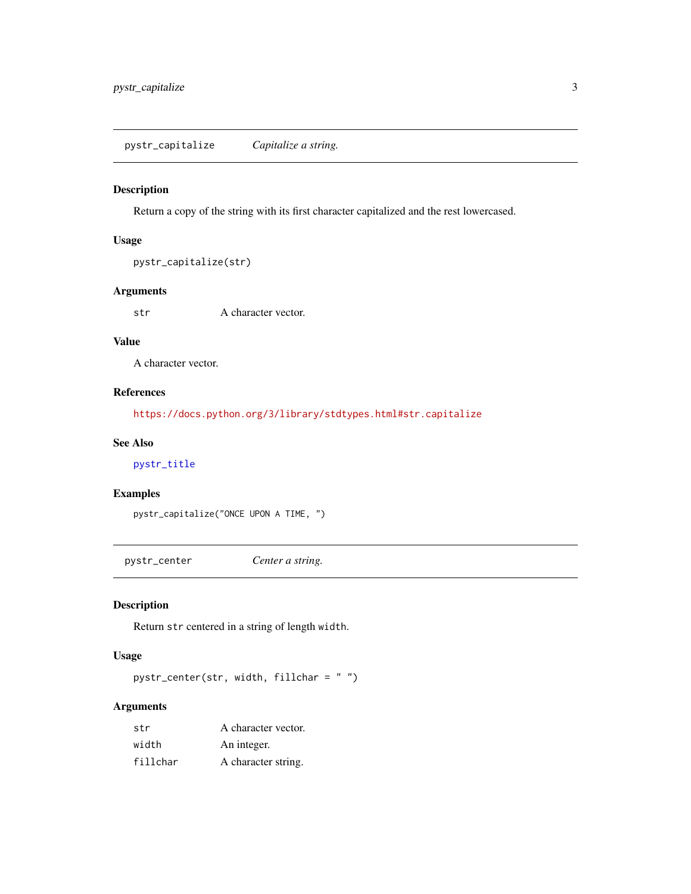## pystr_capitalize — *Capitalize a string.*

### Description

Return a copy of the string with its first character capitalized and the rest lowercased.

### Usage

```
pystr_capitalize(str)
```

### Arguments

| | |
|---|---|
| `str` | A character vector. |

### Value

A character vector.

### References

https://docs.python.org/3/library/stdtypes.html#str.capitalize

### See Also

pystr_title

### Examples

```
pystr_capitalize("ONCE UPON A TIME, ")
```

## pystr_center — *Center a string.*

### Description

Return `str` centered in a string of length `width`.

### Usage

```
pystr_center(str, width, fillchar = " ")
```

### Arguments

| | |
|---|---|
| `str` | A character vector. |
| `width` | An integer. |
| `fillchar` | A character string. |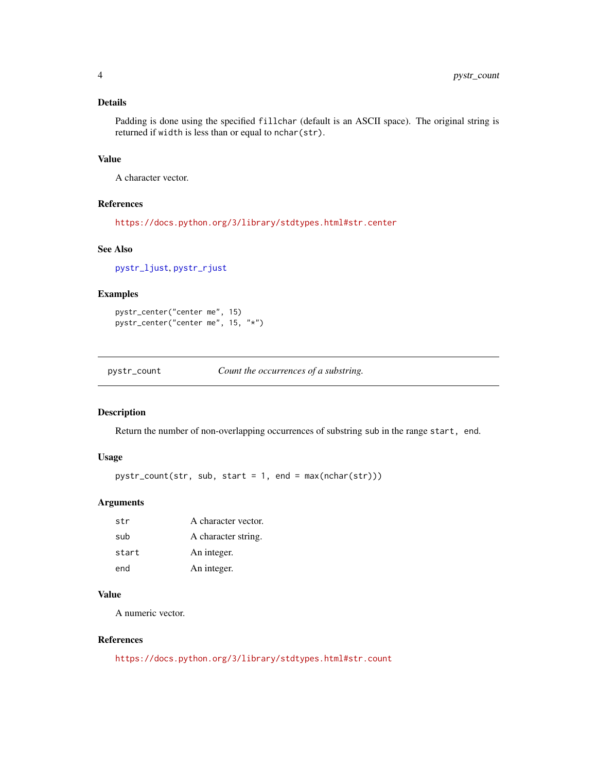### Details

Padding is done using the specified `fillchar` (default is an ASCII space). The original string is returned if `width` is less than or equal to `nchar(str)`.

### Value

A character vector.

### References

https://docs.python.org/3/library/stdtypes.html#str.center

### See Also

`pystr_ljust`, `pystr_rjust`

### Examples

```
pystr_center("center me", 15)
pystr_center("center me", 15, "*")
```

---

## pystr_count — *Count the occurrences of a substring.*

---

### Description

Return the number of non-overlapping occurrences of substring `sub` in the range `start, end`.

### Usage

```
pystr_count(str, sub, start = 1, end = max(nchar(str)))
```

### Arguments

| | |
|---|---|
| `str` | A character vector. |
| `sub` | A character string. |
| `start` | An integer. |
| `end` | An integer. |

### Value

A numeric vector.

### References

https://docs.python.org/3/library/stdtypes.html#str.count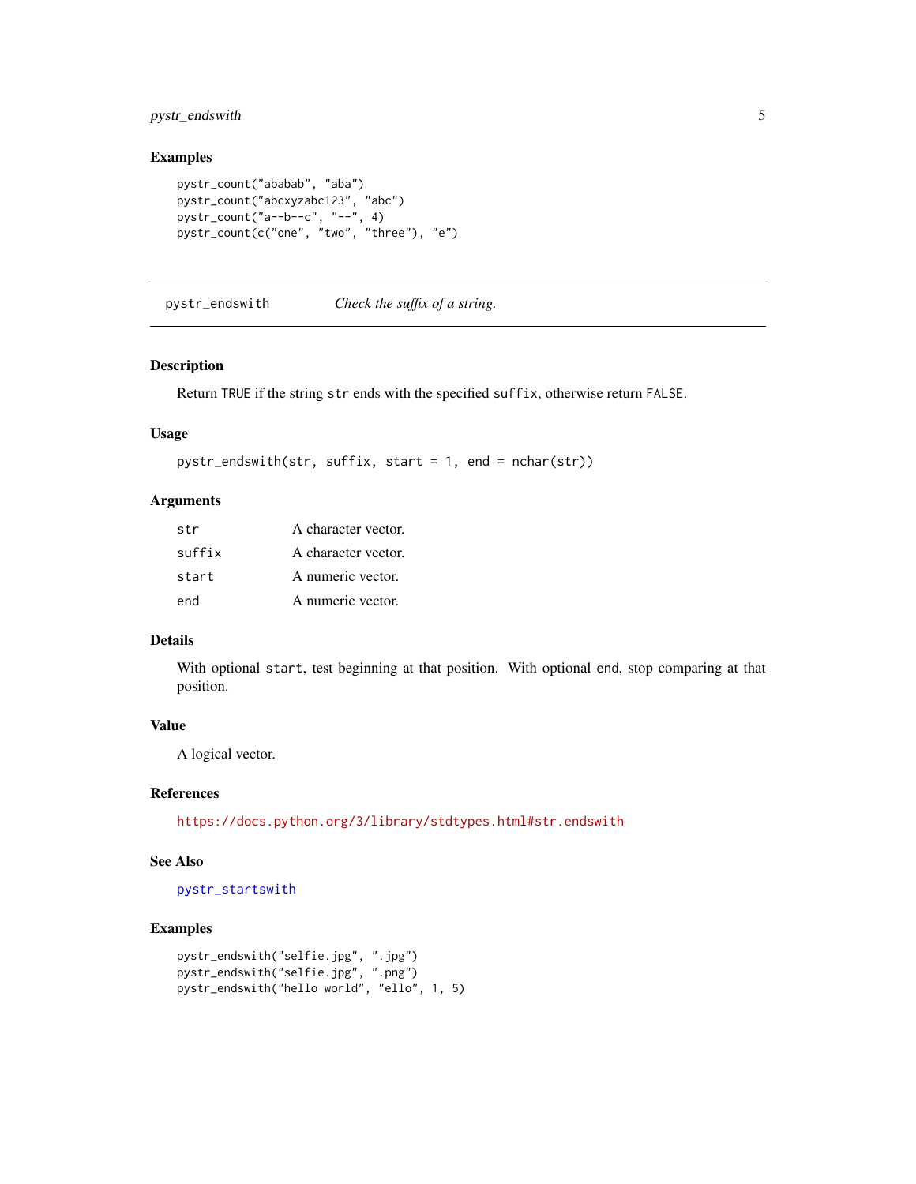### Examples

```
pystr_count("ababab", "aba")
pystr_count("abcxyzabc123", "abc")
pystr_count("a--b--c", "--", 4)
pystr_count(c("one", "two", "three"), "e")
```

---

## pystr_endswith — *Check the suffix of a string.*

---

### Description

Return `TRUE` if the string `str` ends with the specified `suffix`, otherwise return `FALSE`.

### Usage

```
pystr_endswith(str, suffix, start = 1, end = nchar(str))
```

### Arguments

| | |
|---|---|
| `str` | A character vector. |
| `suffix` | A character vector. |
| `start` | A numeric vector. |
| `end` | A numeric vector. |

### Details

With optional `start`, test beginning at that position. With optional `end`, stop comparing at that position.

### Value

A logical vector.

### References

https://docs.python.org/3/library/stdtypes.html#str.endswith

### See Also

`pystr_startswith`

### Examples

```
pystr_endswith("selfie.jpg", ".jpg")
pystr_endswith("selfie.jpg", ".png")
pystr_endswith("hello world", "ello", 1, 5)
```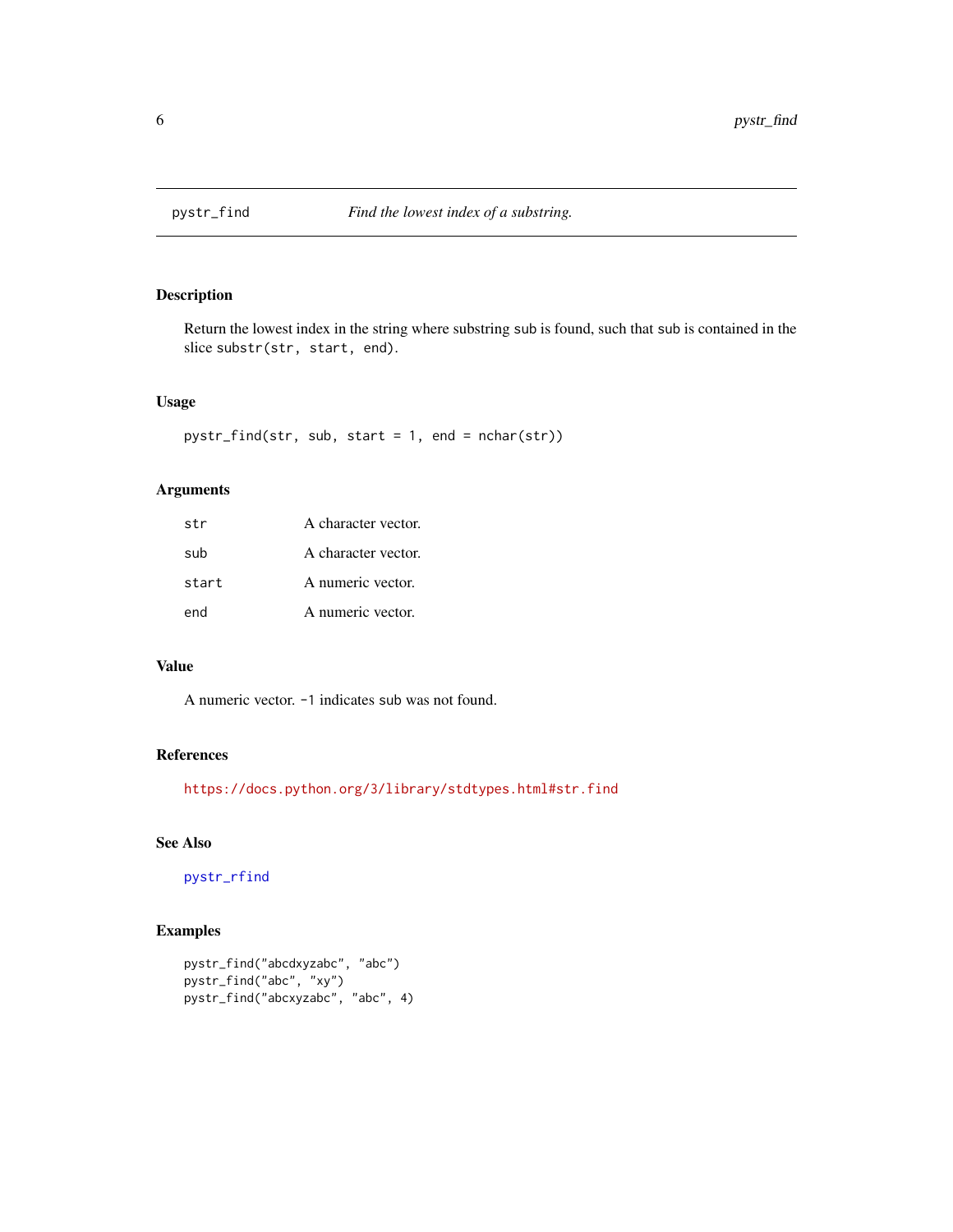## pystr_find — *Find the lowest index of a substring.*

### Description

Return the lowest index in the string where substring `sub` is found, such that `sub` is contained in the slice `substr(str, start, end)`.

### Usage

```
pystr_find(str, sub, start = 1, end = nchar(str))
```

### Arguments

| | |
|---|---|
| `str` | A character vector. |
| `sub` | A character vector. |
| `start` | A numeric vector. |
| `end` | A numeric vector. |

### Value

A numeric vector. `-1` indicates `sub` was not found.

### References

https://docs.python.org/3/library/stdtypes.html#str.find

### See Also

`pystr_rfind`

### Examples

```
pystr_find("abcdxyzabc", "abc")
pystr_find("abc", "xy")
pystr_find("abcxyzabc", "abc", 4)
```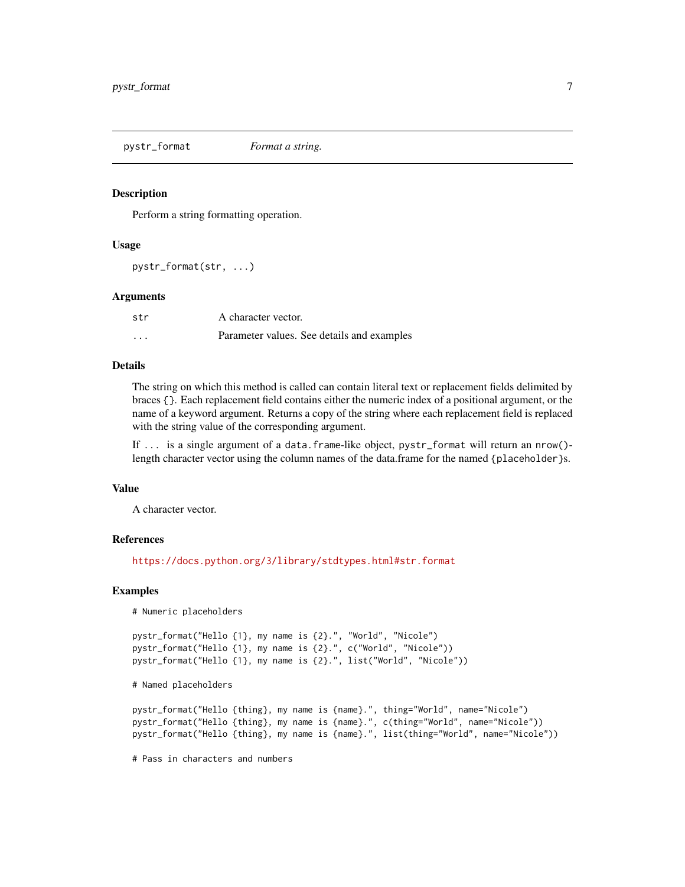pystr_format *Format a string.*

## Description

Perform a string formatting operation.

## Usage

```
pystr_format(str, ...)
```

## Arguments

| | |
|---|---|
| `str` | A character vector. |
| `...` | Parameter values. See details and examples |

## Details

The string on which this method is called can contain literal text or replacement fields delimited by braces `{}`. Each replacement field contains either the numeric index of a positional argument, or the name of a keyword argument. Returns a copy of the string where each replacement field is replaced with the string value of the corresponding argument.

If `...` is a single argument of a `data.frame`-like object, `pystr_format` will return an `nrow()`-length character vector using the column names of the data.frame for the named `{placeholder}`s.

## Value

A character vector.

## References

https://docs.python.org/3/library/stdtypes.html#str.format

## Examples

```
# Numeric placeholders

pystr_format("Hello {1}, my name is {2}.", "World", "Nicole")
pystr_format("Hello {1}, my name is {2}.", c("World", "Nicole"))
pystr_format("Hello {1}, my name is {2}.", list("World", "Nicole"))

# Named placeholders

pystr_format("Hello {thing}, my name is {name}.", thing="World", name="Nicole")
pystr_format("Hello {thing}, my name is {name}.", c(thing="World", name="Nicole"))
pystr_format("Hello {thing}, my name is {name}.", list(thing="World", name="Nicole"))

# Pass in characters and numbers
```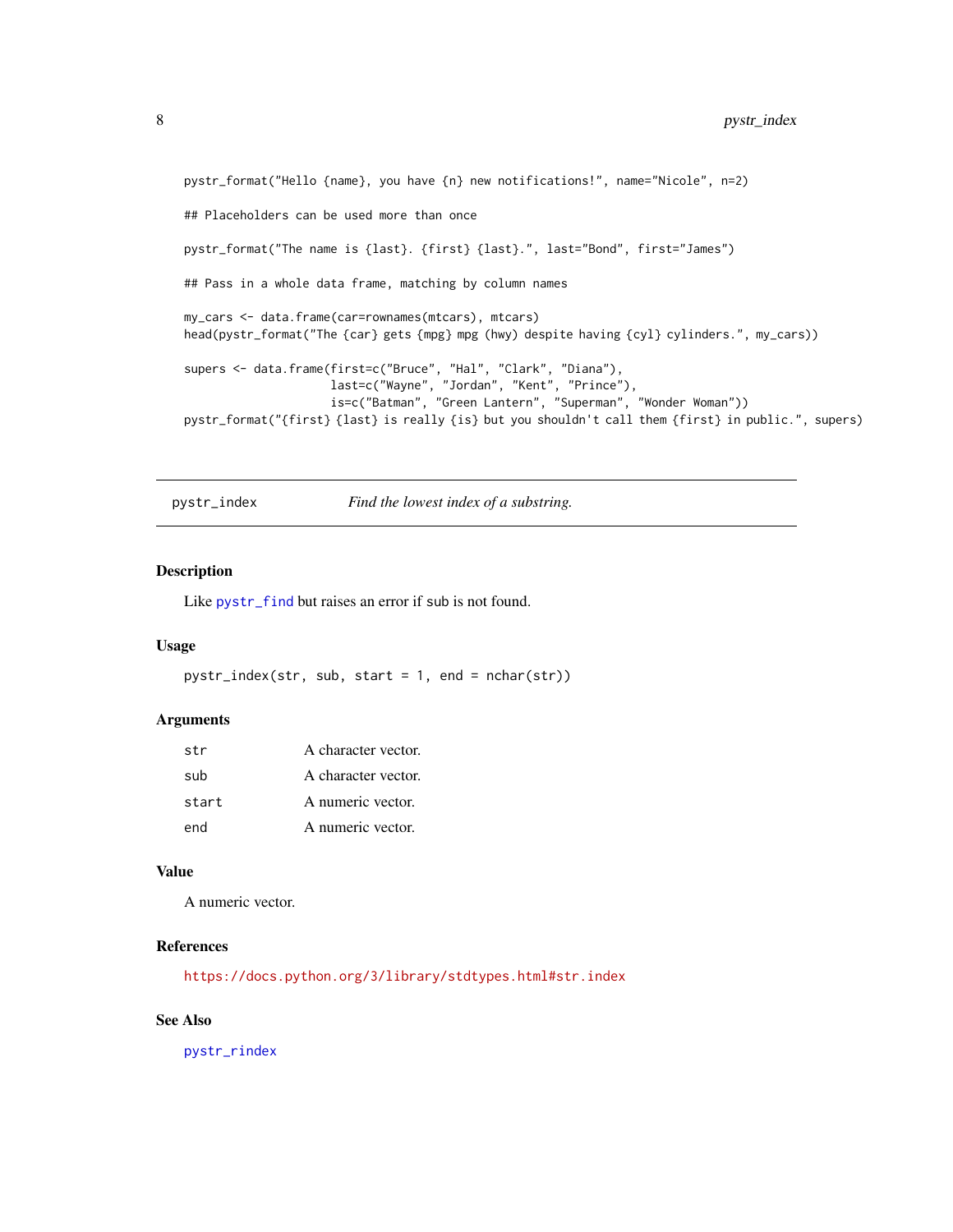```
pystr_format("Hello {name}, you have {n} new notifications!", name="Nicole", n=2)

## Placeholders can be used more than once

pystr_format("The name is {last}. {first} {last}.", last="Bond", first="James")

## Pass in a whole data frame, matching by column names

my_cars <- data.frame(car=rownames(mtcars), mtcars)
head(pystr_format("The {car} gets {mpg} mpg (hwy) despite having {cyl} cylinders.", my_cars))

supers <- data.frame(first=c("Bruce", "Hal", "Clark", "Diana"),
                     last=c("Wayne", "Jordan", "Kent", "Prince"),
                     is=c("Batman", "Green Lantern", "Superman", "Wonder Woman"))
pystr_format("{first} {last} is really {is} but you shouldn't call them {first} in public.", supers)
```

---

## pystr_index — *Find the lowest index of a substring.*

### Description

Like pystr_find but raises an error if sub is not found.

### Usage

```
pystr_index(str, sub, start = 1, end = nchar(str))
```

### Arguments

| | |
|---|---|
| str | A character vector. |
| sub | A character vector. |
| start | A numeric vector. |
| end | A numeric vector. |

### Value

A numeric vector.

### References

https://docs.python.org/3/library/stdtypes.html#str.index

### See Also

pystr_rindex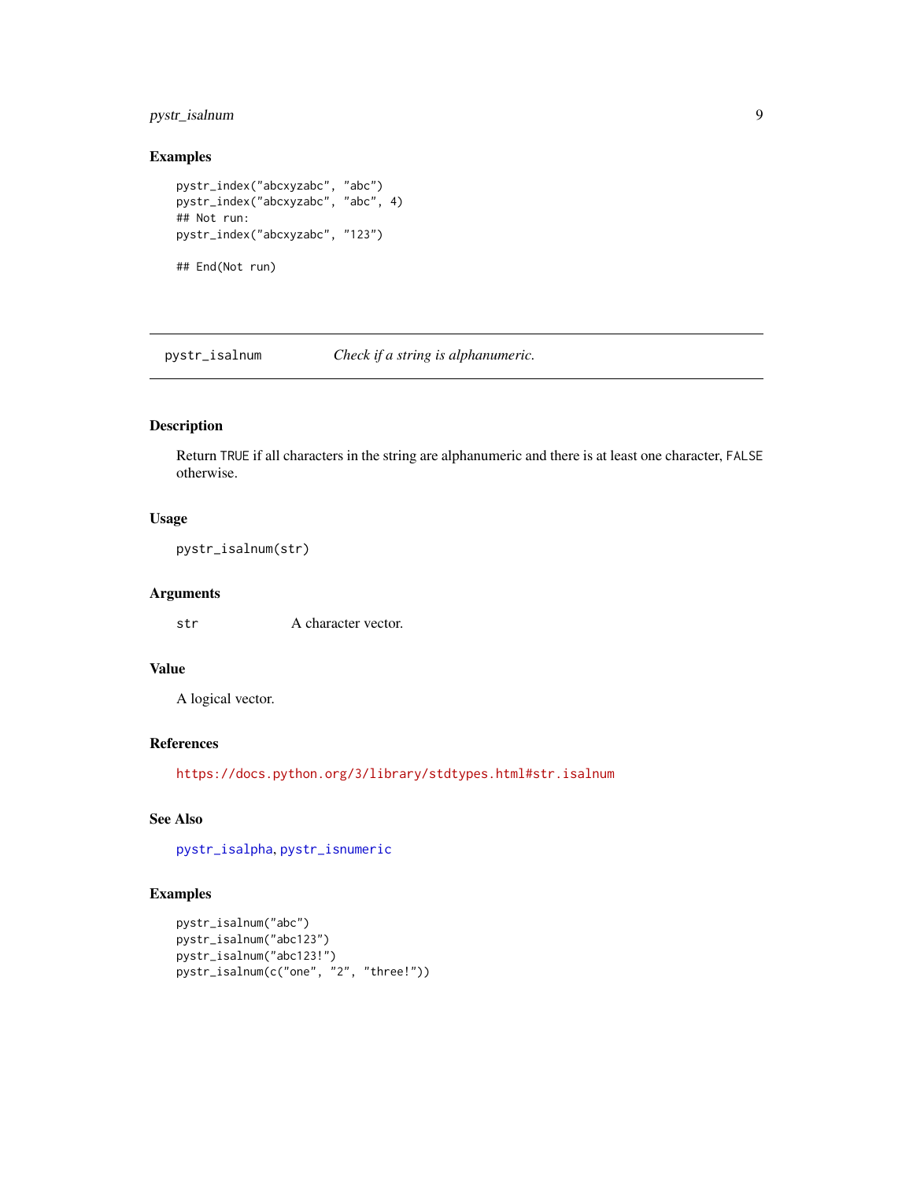### Examples

```
pystr_index("abcxyzabc", "abc")
pystr_index("abcxyzabc", "abc", 4)
## Not run:
pystr_index("abcxyzabc", "123")

## End(Not run)
```

---

## pystr_isalnum — *Check if a string is alphanumeric.*

---

### Description

Return TRUE if all characters in the string are alphanumeric and there is at least one character, FALSE otherwise.

### Usage

```
pystr_isalnum(str)
```

### Arguments

| | |
|---|---|
| str | A character vector. |

### Value

A logical vector.

### References

https://docs.python.org/3/library/stdtypes.html#str.isalnum

### See Also

pystr_isalpha, pystr_isnumeric

### Examples

```
pystr_isalnum("abc")
pystr_isalnum("abc123")
pystr_isalnum("abc123!")
pystr_isalnum(c("one", "2", "three!"))
```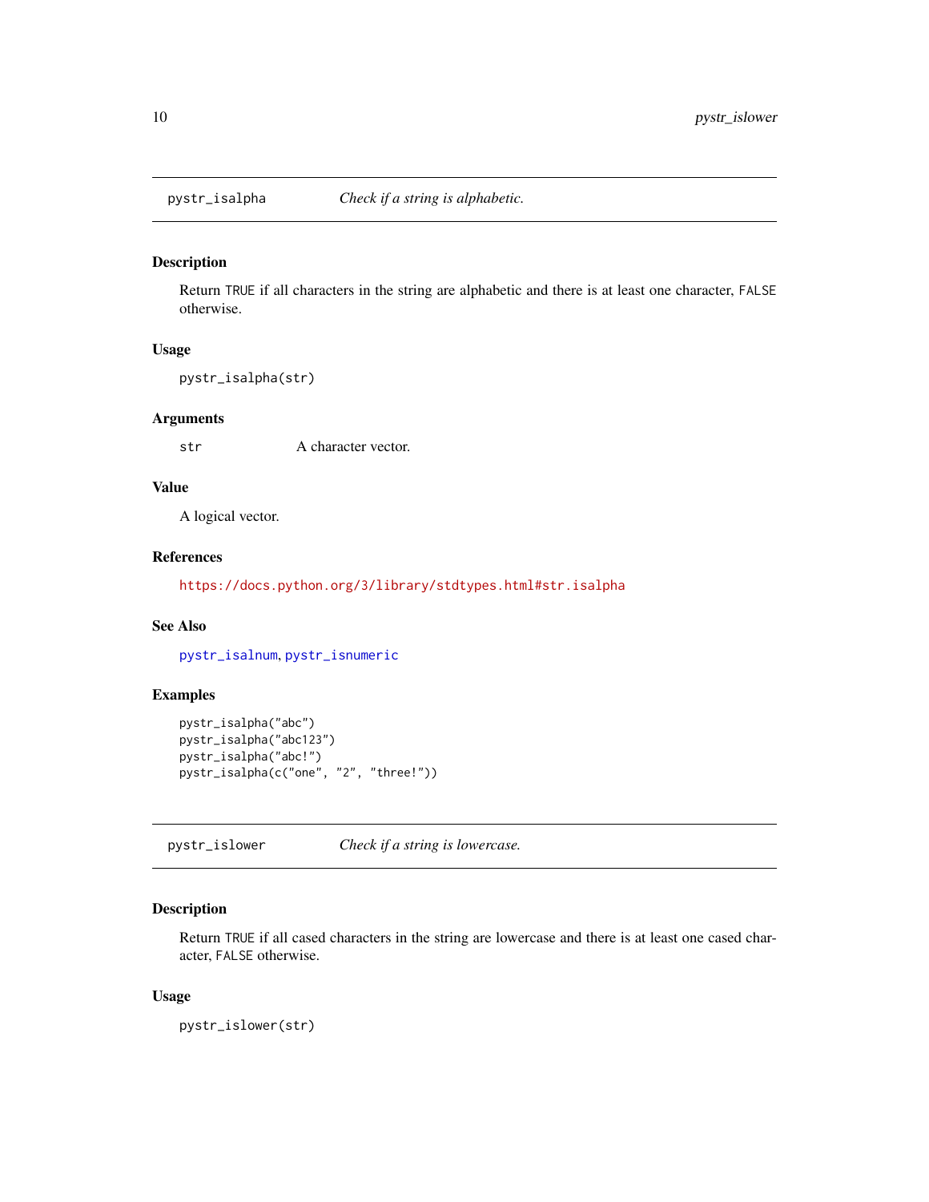## pystr_isalpha — *Check if a string is alphabetic.*

### Description

Return `TRUE` if all characters in the string are alphabetic and there is at least one character, `FALSE` otherwise.

### Usage

```
pystr_isalpha(str)
```

### Arguments

| | |
|---|---|
| `str` | A character vector. |

### Value

A logical vector.

### References

https://docs.python.org/3/library/stdtypes.html#str.isalpha

### See Also

`pystr_isalnum`, `pystr_isnumeric`

### Examples

```
pystr_isalpha("abc")
pystr_isalpha("abc123")
pystr_isalpha("abc!")
pystr_isalpha(c("one", "2", "three!"))
```

## pystr_islower — *Check if a string is lowercase.*

### Description

Return `TRUE` if all cased characters in the string are lowercase and there is at least one cased character, `FALSE` otherwise.

### Usage

```
pystr_islower(str)
```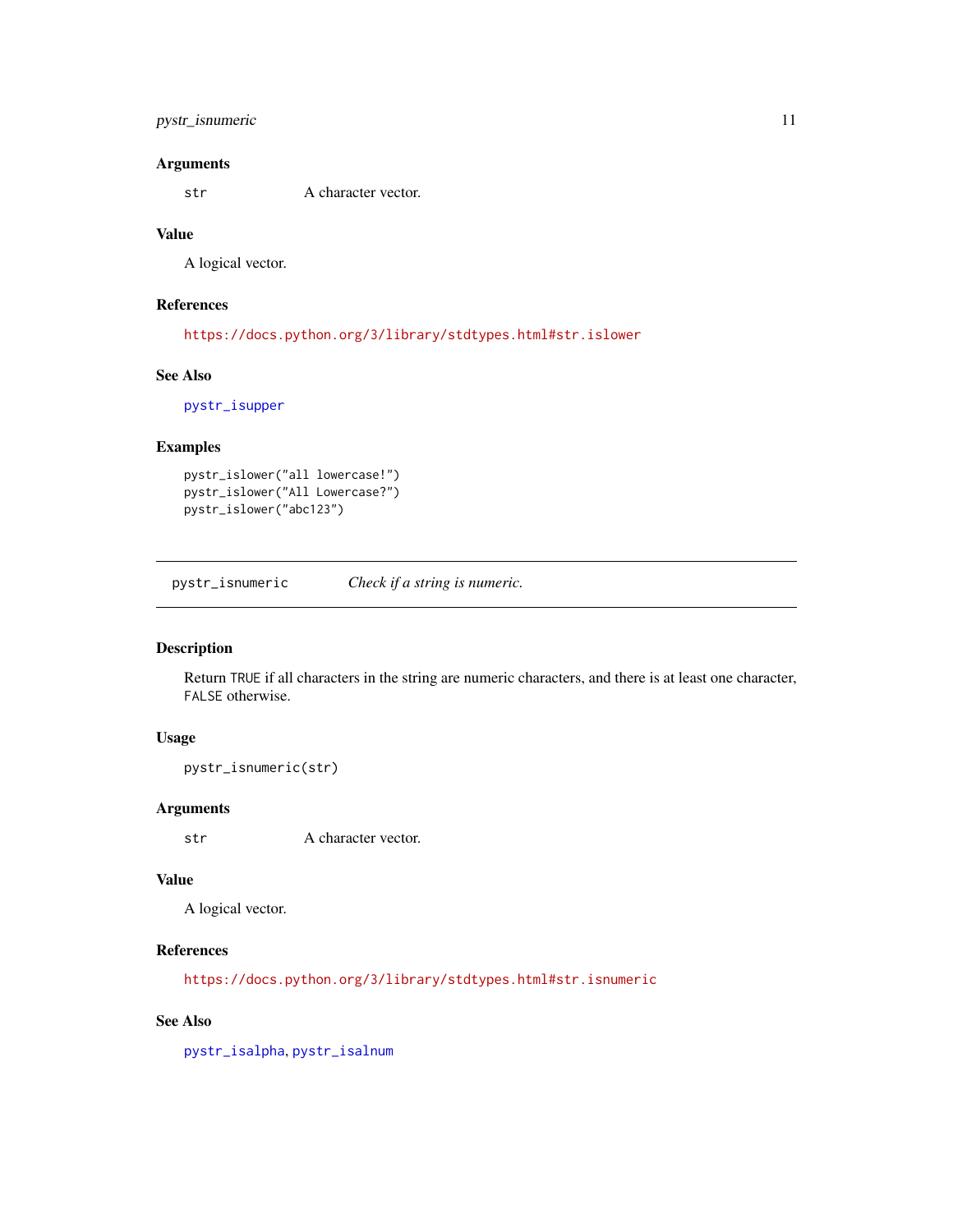### Arguments

`str` A character vector.

### Value

A logical vector.

### References

https://docs.python.org/3/library/stdtypes.html#str.islower

### See Also

pystr_isupper

### Examples

```
pystr_islower("all lowercase!")
pystr_islower("All Lowercase?")
pystr_islower("abc123")
```

---

## pystr_isnumeric *Check if a string is numeric.*

---

### Description

Return TRUE if all characters in the string are numeric characters, and there is at least one character, FALSE otherwise.

### Usage

```
pystr_isnumeric(str)
```

### Arguments

`str` A character vector.

### Value

A logical vector.

### References

https://docs.python.org/3/library/stdtypes.html#str.isnumeric

### See Also

pystr_isalpha, pystr_isalnum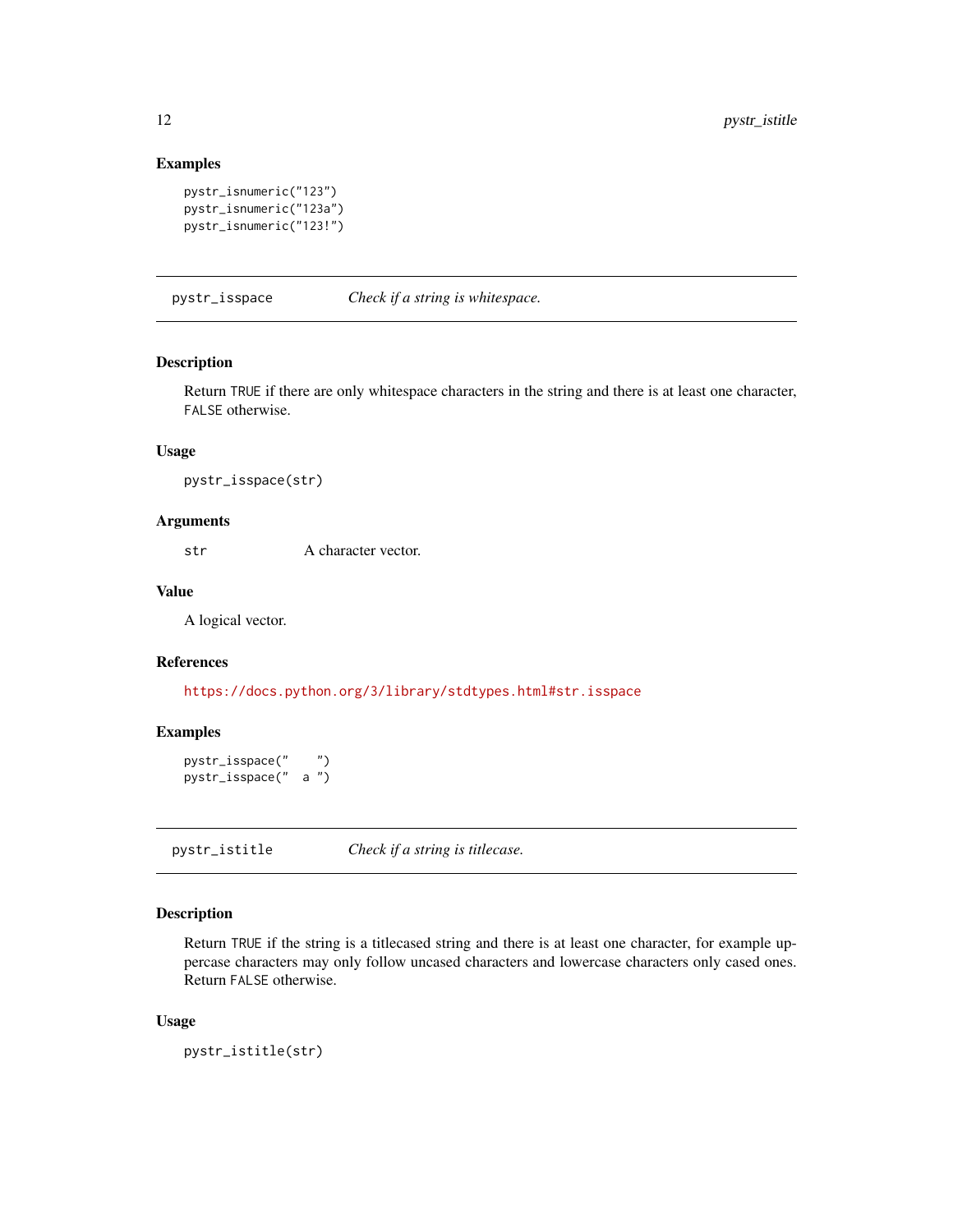### Examples

```
pystr_isnumeric("123")
pystr_isnumeric("123a")
pystr_isnumeric("123!")
```

## pystr_isspace — *Check if a string is whitespace.*

### Description

Return TRUE if there are only whitespace characters in the string and there is at least one character, FALSE otherwise.

### Usage

```
pystr_isspace(str)
```

### Arguments

| | |
|---|---|
| str | A character vector. |

### Value

A logical vector.

### References

https://docs.python.org/3/library/stdtypes.html#str.isspace

### Examples

```
pystr_isspace("    ")
pystr_isspace("  a ")
```

## pystr_istitle — *Check if a string is titlecase.*

### Description

Return TRUE if the string is a titlecased string and there is at least one character, for example uppercase characters may only follow uncased characters and lowercase characters only cased ones. Return FALSE otherwise.

### Usage

```
pystr_istitle(str)
```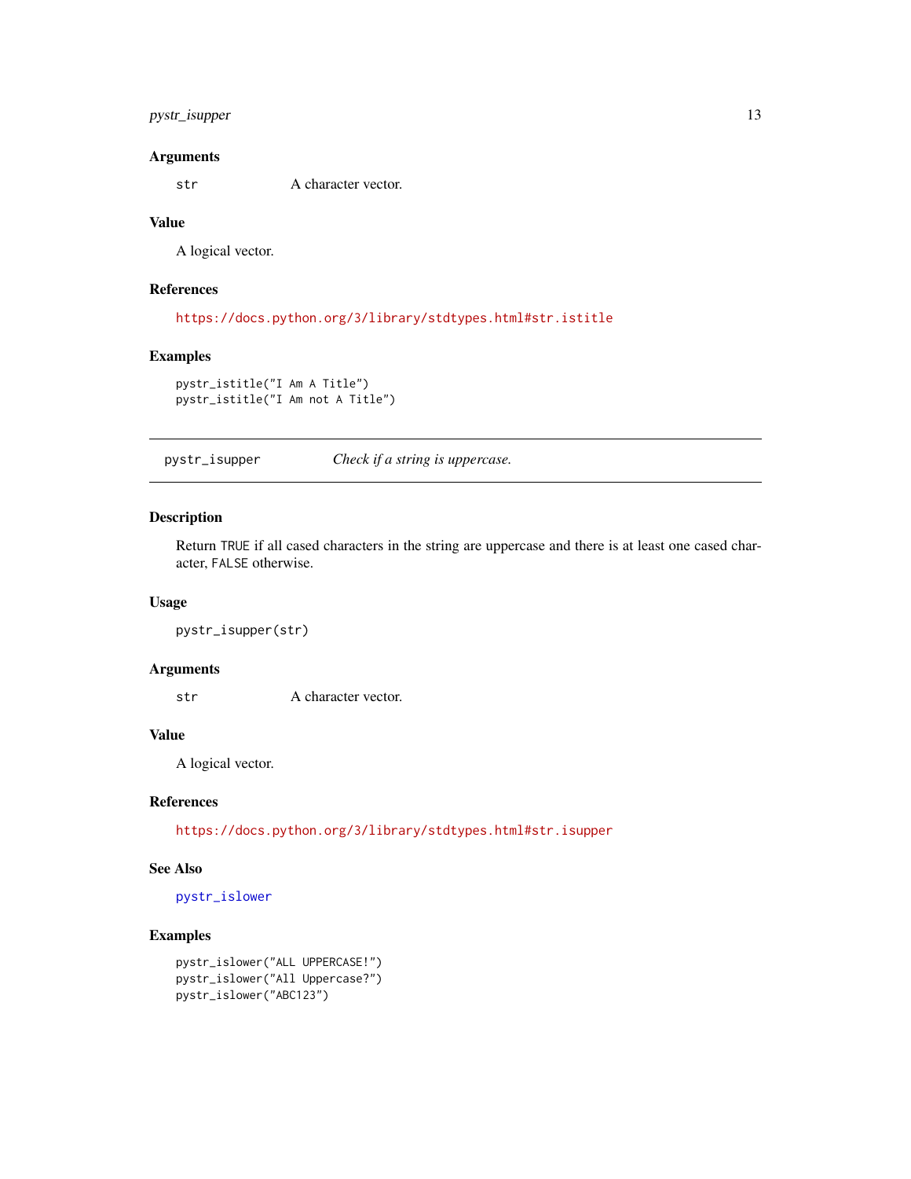### Arguments

`str` A character vector.

### Value

A logical vector.

### References

https://docs.python.org/3/library/stdtypes.html#str.istitle

### Examples

```
pystr_istitle("I Am A Title")
pystr_istitle("I Am not A Title")
```

---

## pystr_isupper — *Check if a string is uppercase.*

### Description

Return TRUE if all cased characters in the string are uppercase and there is at least one cased character, FALSE otherwise.

### Usage

```
pystr_isupper(str)
```

### Arguments

`str` A character vector.

### Value

A logical vector.

### References

https://docs.python.org/3/library/stdtypes.html#str.isupper

### See Also

pystr_islower

### Examples

```
pystr_islower("ALL UPPERCASE!")
pystr_islower("All Uppercase?")
pystr_islower("ABC123")
```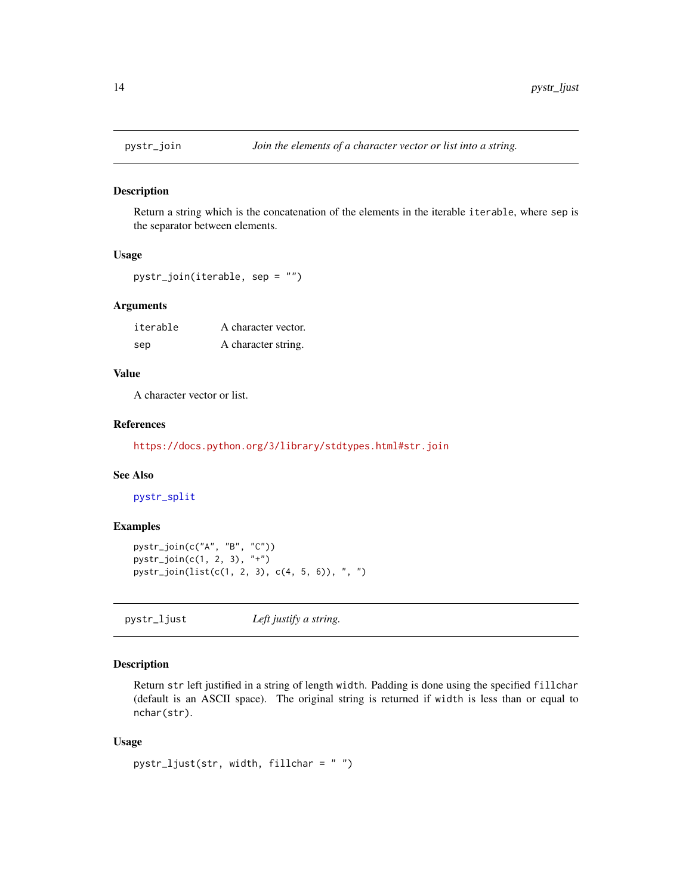## pystr_join — *Join the elements of a character vector or list into a string.*

### Description

Return a string which is the concatenation of the elements in the iterable `iterable`, where `sep` is the separator between elements.

### Usage

```
pystr_join(iterable, sep = "")
```

### Arguments

| | |
|---|---|
| `iterable` | A character vector. |
| `sep` | A character string. |

### Value

A character vector or list.

### References

https://docs.python.org/3/library/stdtypes.html#str.join

### See Also

pystr_split

### Examples

```
pystr_join(c("A", "B", "C"))
pystr_join(c(1, 2, 3), "+")
pystr_join(list(c(1, 2, 3), c(4, 5, 6)), ", ")
```

## pystr_ljust — *Left justify a string.*

### Description

Return `str` left justified in a string of length `width`. Padding is done using the specified `fillchar` (default is an ASCII space). The original string is returned if `width` is less than or equal to `nchar(str)`.

### Usage

```
pystr_ljust(str, width, fillchar = " ")
```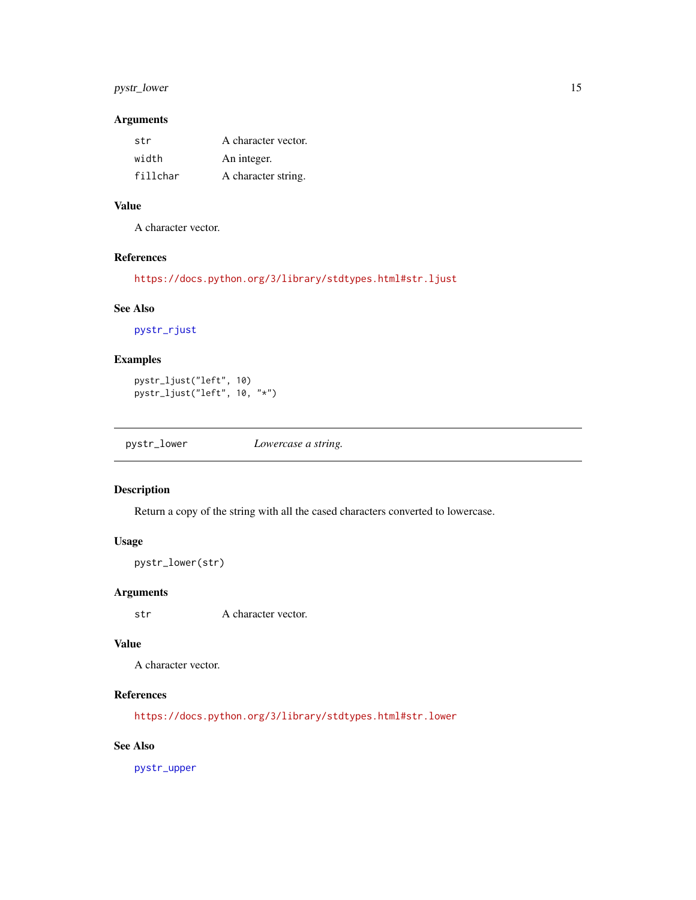### Arguments

| | |
|---|---|
| `str` | A character vector. |
| `width` | An integer. |
| `fillchar` | A character string. |

### Value

A character vector.

### References

https://docs.python.org/3/library/stdtypes.html#str.ljust

### See Also

pystr_rjust

### Examples

```
pystr_ljust("left", 10)
pystr_ljust("left", 10, "*")
```

---

## pystr_lower — *Lowercase a string.*

---

### Description

Return a copy of the string with all the cased characters converted to lowercase.

### Usage

```
pystr_lower(str)
```

### Arguments

| | |
|---|---|
| `str` | A character vector. |

### Value

A character vector.

### References

https://docs.python.org/3/library/stdtypes.html#str.lower

### See Also

pystr_upper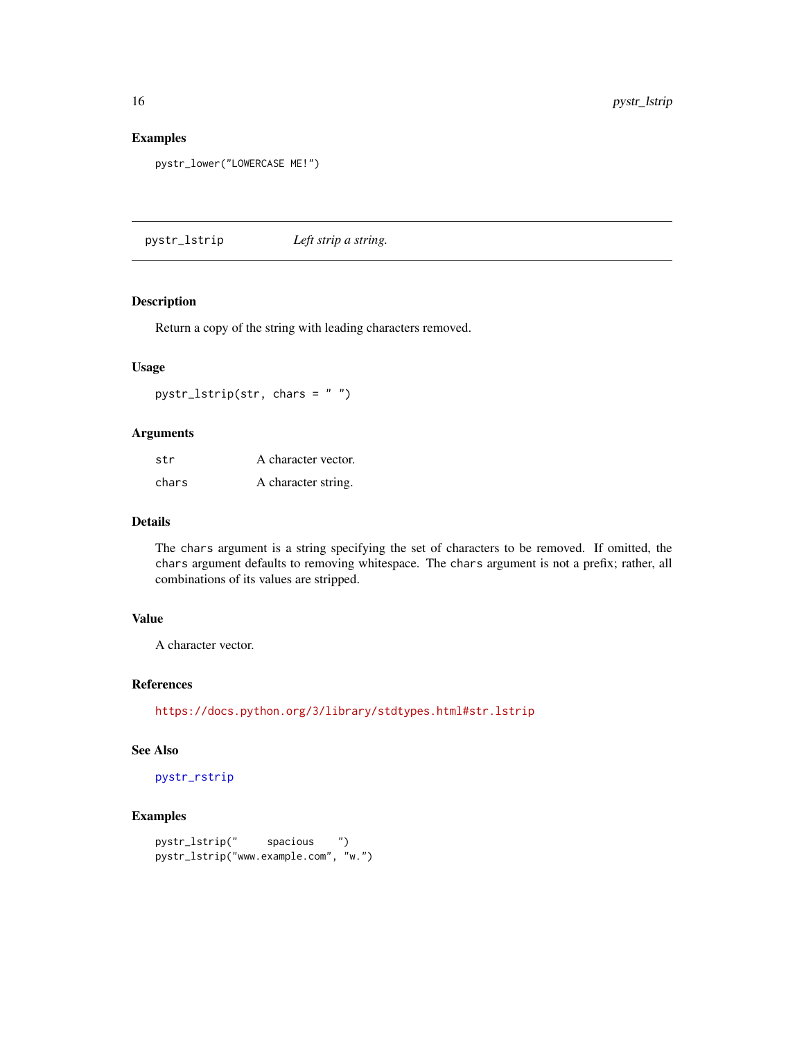### Examples

```
pystr_lower("LOWERCASE ME!")
```

---

## pystr_lstrip *Left strip a string.*

---

### Description

Return a copy of the string with leading characters removed.

### Usage

```
pystr_lstrip(str, chars = " ")
```

### Arguments

| | |
|---|---|
| str | A character vector. |
| chars | A character string. |

### Details

The chars argument is a string specifying the set of characters to be removed. If omitted, the chars argument defaults to removing whitespace. The chars argument is not a prefix; rather, all combinations of its values are stripped.

### Value

A character vector.

### References

https://docs.python.org/3/library/stdtypes.html#str.lstrip

### See Also

pystr_rstrip

### Examples

```
pystr_lstrip("     spacious    ")
pystr_lstrip("www.example.com", "w.")
```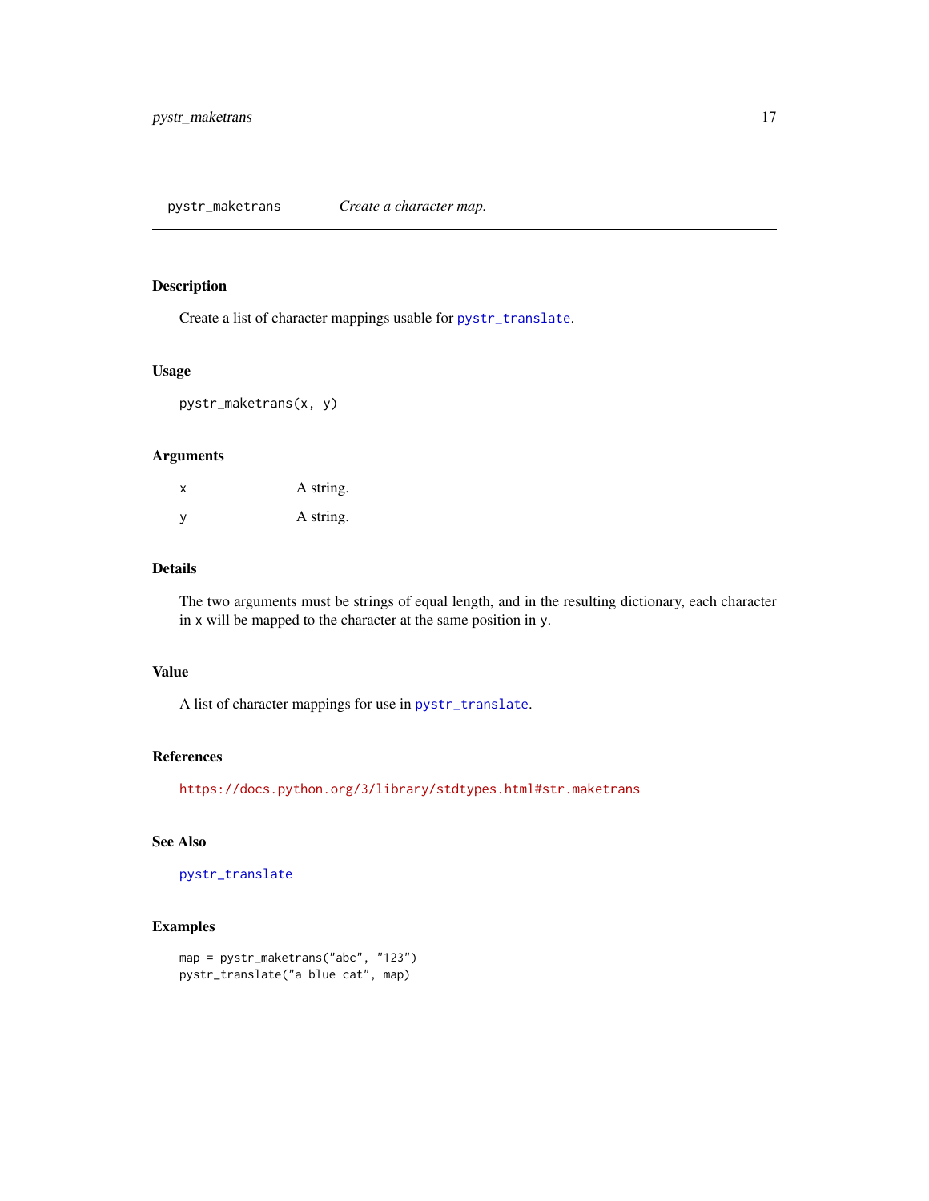## pystr_maketrans — *Create a character map.*

### Description

Create a list of character mappings usable for pystr_translate.

### Usage

```
pystr_maketrans(x, y)
```

### Arguments

| | |
|---|---|
| x | A string. |
| y | A string. |

### Details

The two arguments must be strings of equal length, and in the resulting dictionary, each character in x will be mapped to the character at the same position in y.

### Value

A list of character mappings for use in pystr_translate.

### References

https://docs.python.org/3/library/stdtypes.html#str.maketrans

### See Also

pystr_translate

### Examples

```
map = pystr_maketrans("abc", "123")
pystr_translate("a blue cat", map)
```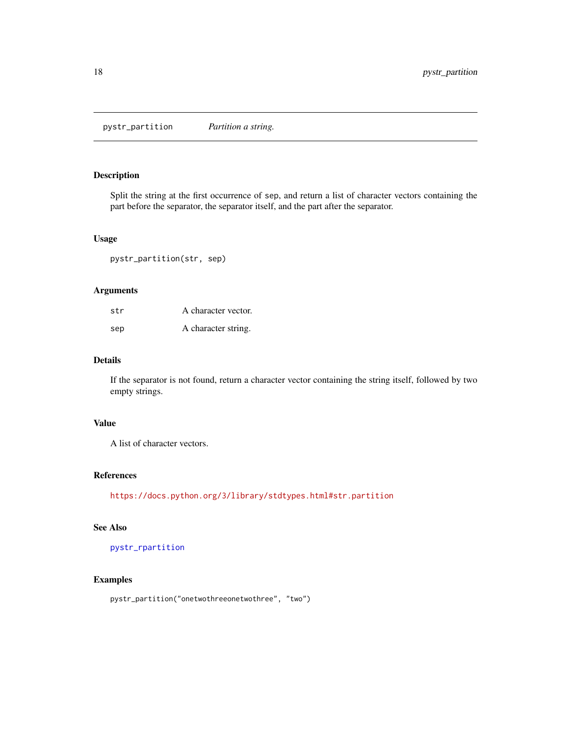pystr_partition    *Partition a string.*

## Description

Split the string at the first occurrence of sep, and return a list of character vectors containing the part before the separator, the separator itself, and the part after the separator.

## Usage

```
pystr_partition(str, sep)
```

## Arguments

| | |
|---|---|
| str | A character vector. |
| sep | A character string. |

## Details

If the separator is not found, return a character vector containing the string itself, followed by two empty strings.

## Value

A list of character vectors.

## References

https://docs.python.org/3/library/stdtypes.html#str.partition

## See Also

pystr_rpartition

## Examples

```
pystr_partition("onetwothreeonetwothree", "two")
```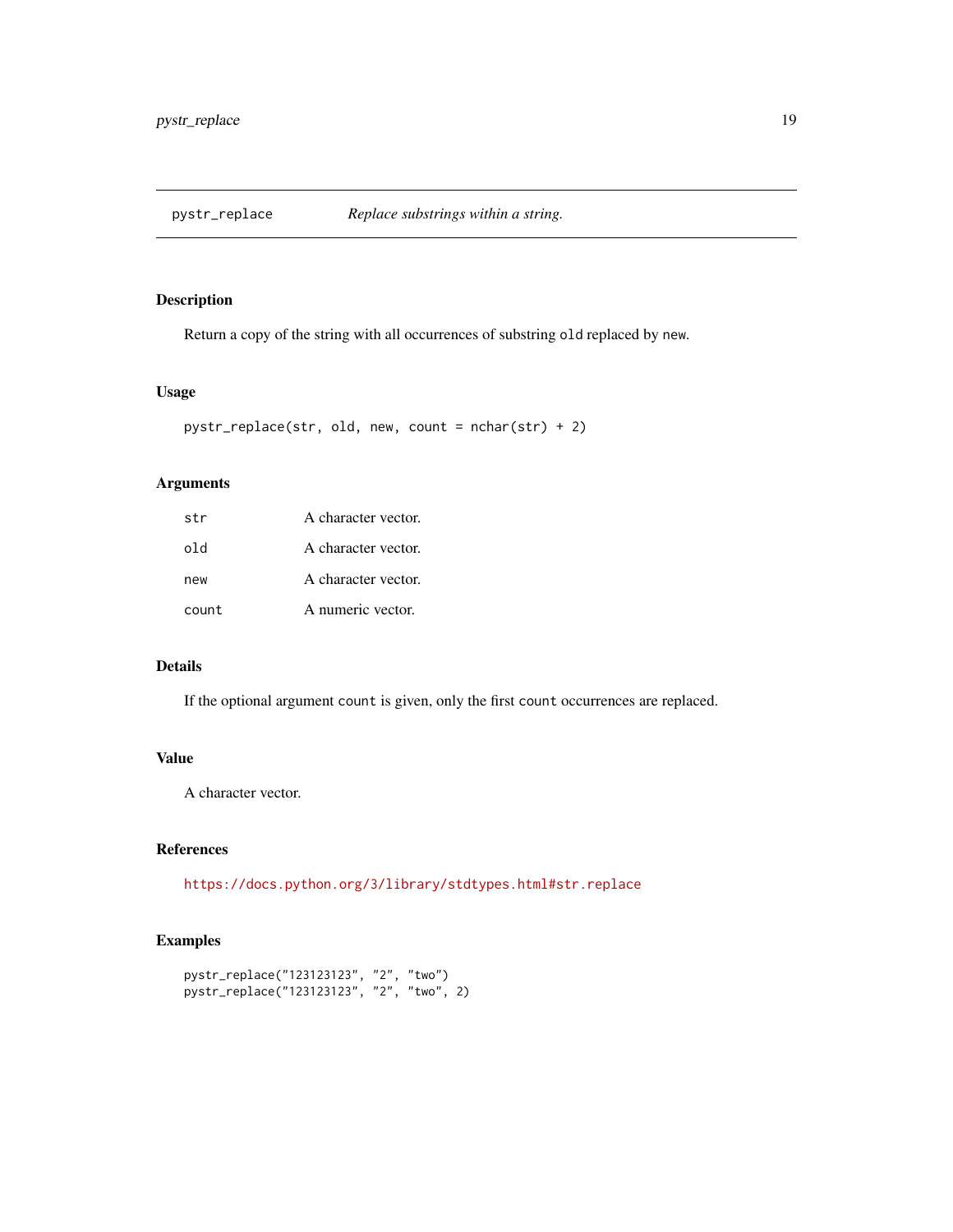# pystr_replace — *Replace substrings within a string.*

## Description

Return a copy of the string with all occurrences of substring `old` replaced by `new`.

## Usage

```
pystr_replace(str, old, new, count = nchar(str) + 2)
```

## Arguments

| | |
|---|---|
| `str` | A character vector. |
| `old` | A character vector. |
| `new` | A character vector. |
| `count` | A numeric vector. |

## Details

If the optional argument `count` is given, only the first `count` occurrences are replaced.

## Value

A character vector.

## References

https://docs.python.org/3/library/stdtypes.html#str.replace

## Examples

```
pystr_replace("123123123", "2", "two")
pystr_replace("123123123", "2", "two", 2)
```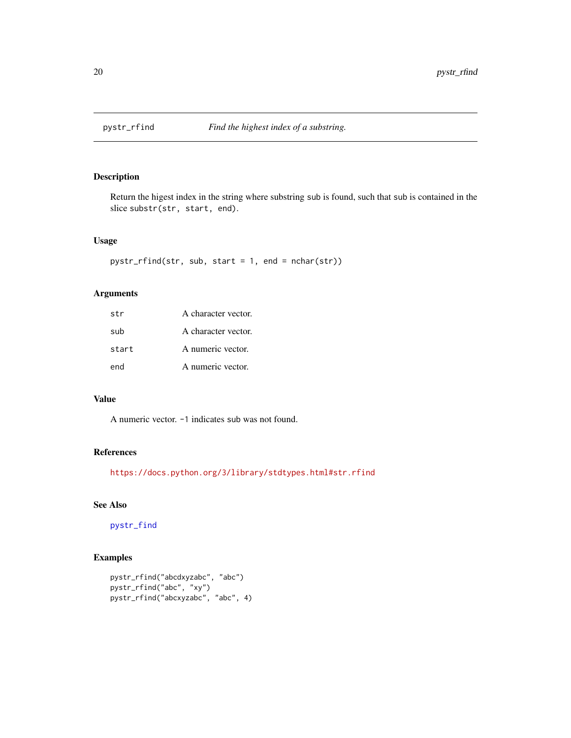# pystr_rfind — *Find the highest index of a substring.*

## Description

Return the higest index in the string where substring sub is found, such that sub is contained in the slice `substr(str, start, end)`.

## Usage

```
pystr_rfind(str, sub, start = 1, end = nchar(str))
```

## Arguments

| | |
|---|---|
| `str` | A character vector. |
| `sub` | A character vector. |
| `start` | A numeric vector. |
| `end` | A numeric vector. |

## Value

A numeric vector. `-1` indicates sub was not found.

## References

https://docs.python.org/3/library/stdtypes.html#str.rfind

## See Also

pystr_find

## Examples

```
pystr_rfind("abcdxyzabc", "abc")
pystr_rfind("abc", "xy")
pystr_rfind("abcxyzabc", "abc", 4)
```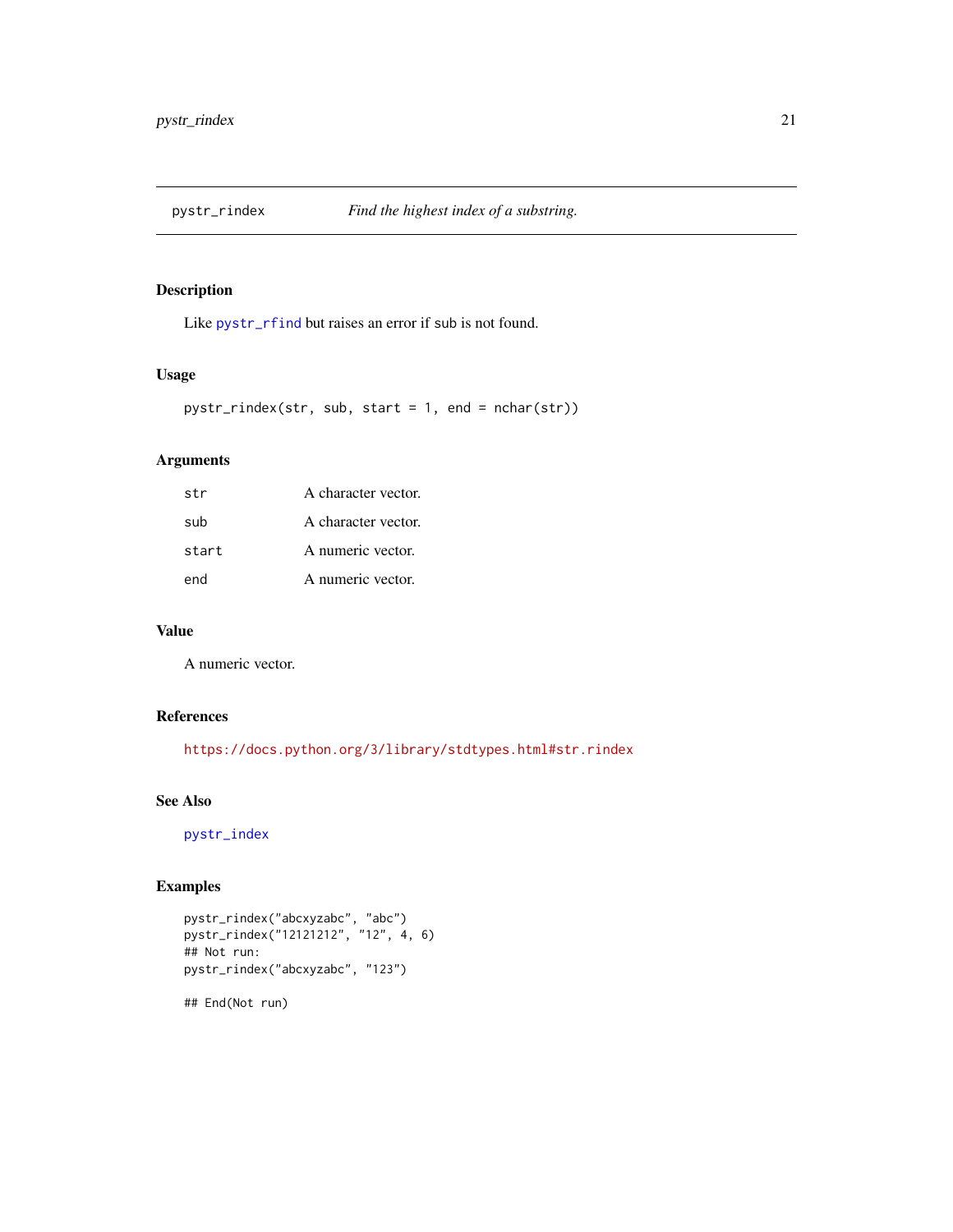# pystr_rindex

*Find the highest index of a substring.*

## Description

Like `pystr_rfind` but raises an error if sub is not found.

## Usage

```
pystr_rindex(str, sub, start = 1, end = nchar(str))
```

## Arguments

| | |
|---|---|
| `str` | A character vector. |
| `sub` | A character vector. |
| `start` | A numeric vector. |
| `end` | A numeric vector. |

## Value

A numeric vector.

## References

https://docs.python.org/3/library/stdtypes.html#str.rindex

## See Also

`pystr_index`

## Examples

```
pystr_rindex("abcxyzabc", "abc")
pystr_rindex("12121212", "12", 4, 6)
## Not run:
pystr_rindex("abcxyzabc", "123")

## End(Not run)
```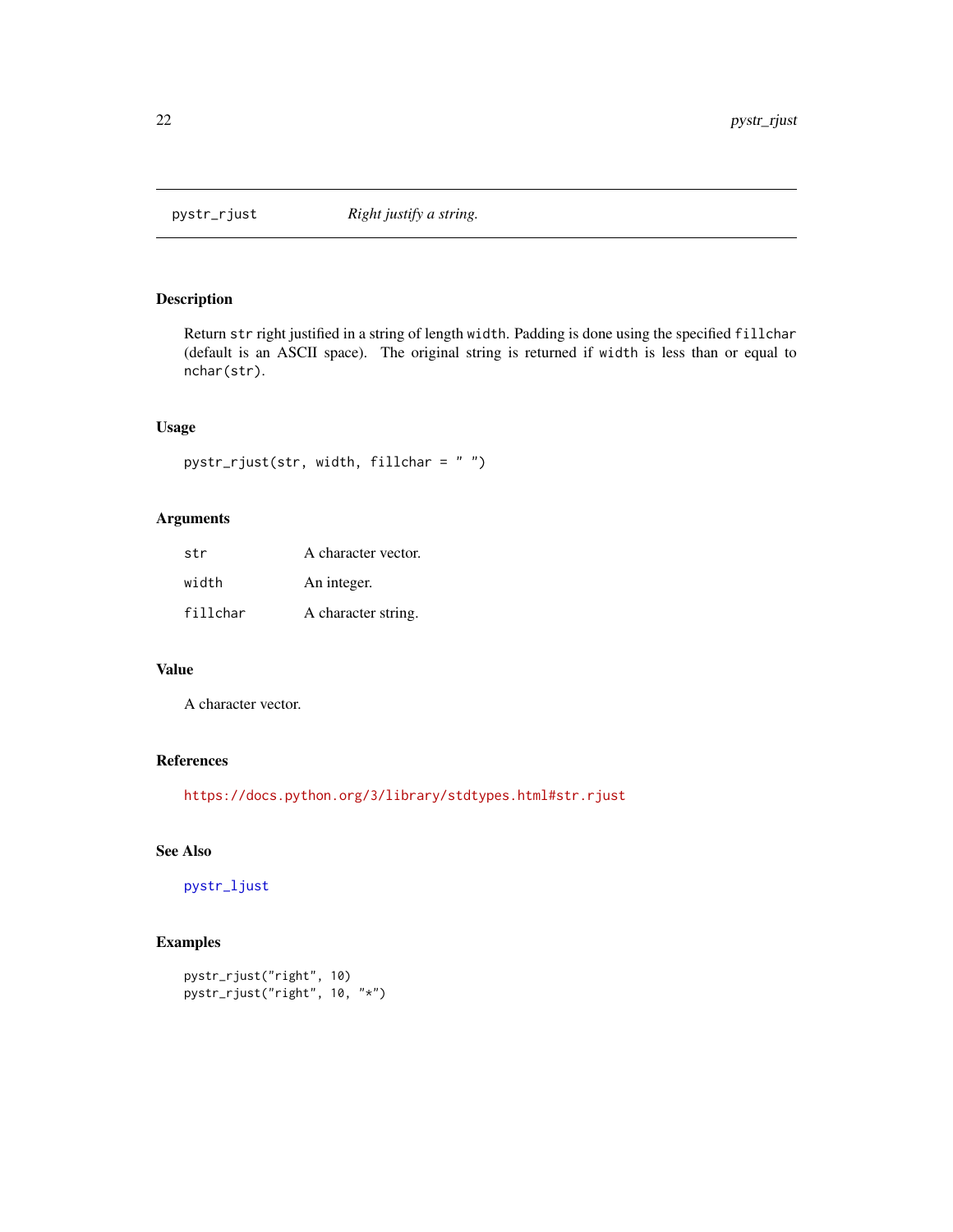## pystr_rjust — *Right justify a string.*

### Description

Return `str` right justified in a string of length `width`. Padding is done using the specified `fillchar` (default is an ASCII space). The original string is returned if `width` is less than or equal to `nchar(str)`.

### Usage

```
pystr_rjust(str, width, fillchar = " ")
```

### Arguments

| | |
|---|---|
| `str` | A character vector. |
| `width` | An integer. |
| `fillchar` | A character string. |

### Value

A character vector.

### References

https://docs.python.org/3/library/stdtypes.html#str.rjust

### See Also

`pystr_ljust`

### Examples

```
pystr_rjust("right", 10)
pystr_rjust("right", 10, "*")
```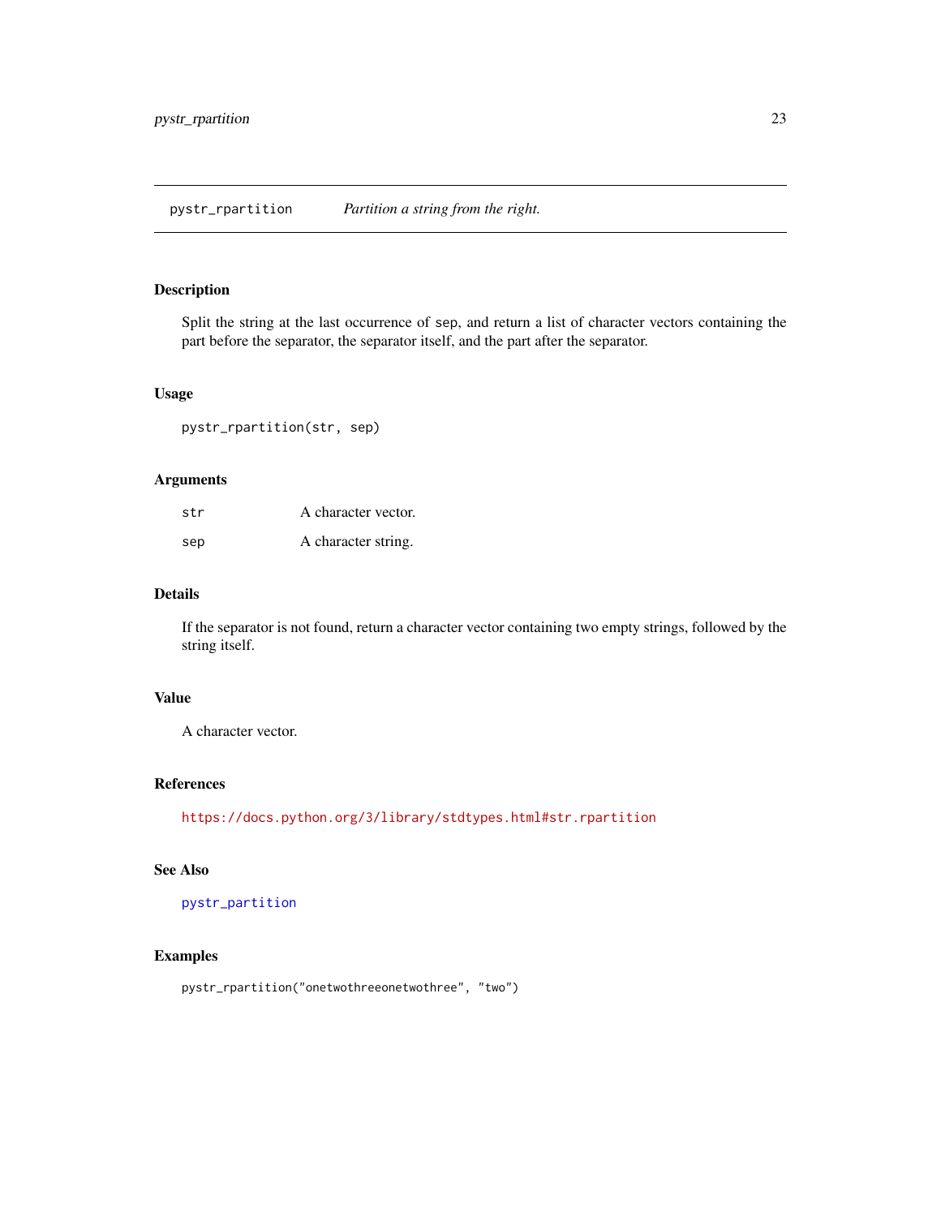# pystr_rpartition *Partition a string from the right.*

## Description

Split the string at the last occurrence of sep, and return a list of character vectors containing the part before the separator, the separator itself, and the part after the separator.

## Usage

```
pystr_rpartition(str, sep)
```

## Arguments

| | |
|---|---|
| str | A character vector. |
| sep | A character string. |

## Details

If the separator is not found, return a character vector containing two empty strings, followed by the string itself.

## Value

A character vector.

## References

https://docs.python.org/3/library/stdtypes.html#str.rpartition

## See Also

pystr_partition

## Examples

```
pystr_rpartition("onetwothreeonetwothree", "two")
```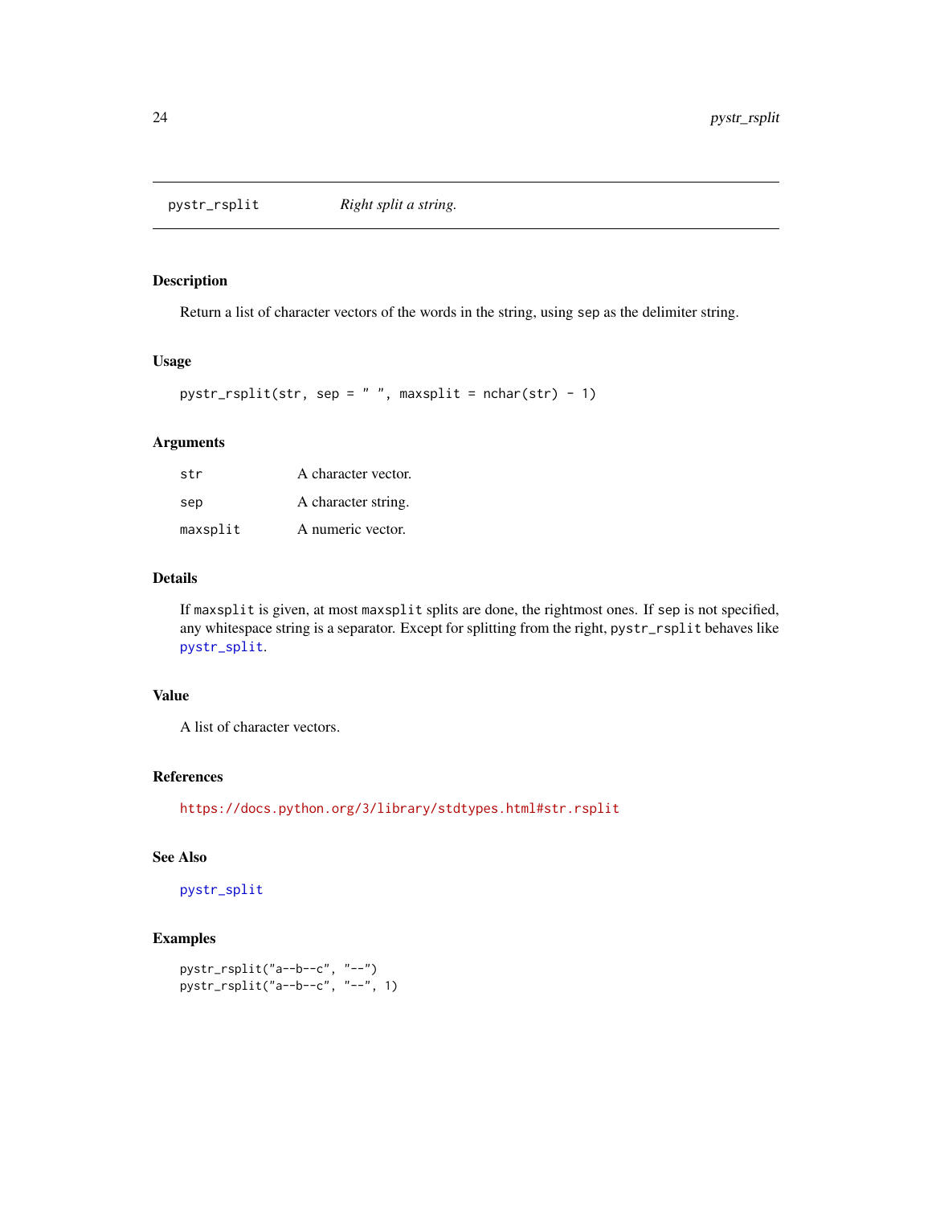## pystr_rsplit *Right split a string.*

### Description

Return a list of character vectors of the words in the string, using `sep` as the delimiter string.

### Usage

```
pystr_rsplit(str, sep = " ", maxsplit = nchar(str) - 1)
```

### Arguments

| | |
|---|---|
| `str` | A character vector. |
| `sep` | A character string. |
| `maxsplit` | A numeric vector. |

### Details

If `maxsplit` is given, at most `maxsplit` splits are done, the rightmost ones. If `sep` is not specified, any whitespace string is a separator. Except for splitting from the right, `pystr_rsplit` behaves like `pystr_split`.

### Value

A list of character vectors.

### References

https://docs.python.org/3/library/stdtypes.html#str.rsplit

### See Also

`pystr_split`

### Examples

```
pystr_rsplit("a--b--c", "--")
pystr_rsplit("a--b--c", "--", 1)
```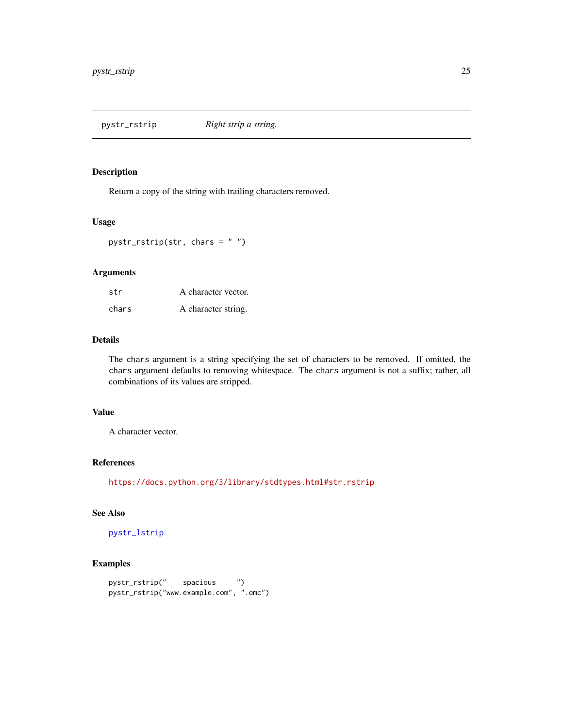# pystr_rstrip    *Right strip a string.*

## Description

Return a copy of the string with trailing characters removed.

## Usage

```
pystr_rstrip(str, chars = " ")
```

## Arguments

| | |
|---|---|
| `str` | A character vector. |
| `chars` | A character string. |

## Details

The `chars` argument is a string specifying the set of characters to be removed. If omitted, the `chars` argument defaults to removing whitespace. The `chars` argument is not a suffix; rather, all combinations of its values are stripped.

## Value

A character vector.

## References

https://docs.python.org/3/library/stdtypes.html#str.rstrip

## See Also

`pystr_lstrip`

## Examples

```
pystr_rstrip("    spacious     ")
pystr_rstrip("www.example.com", ".omc")
```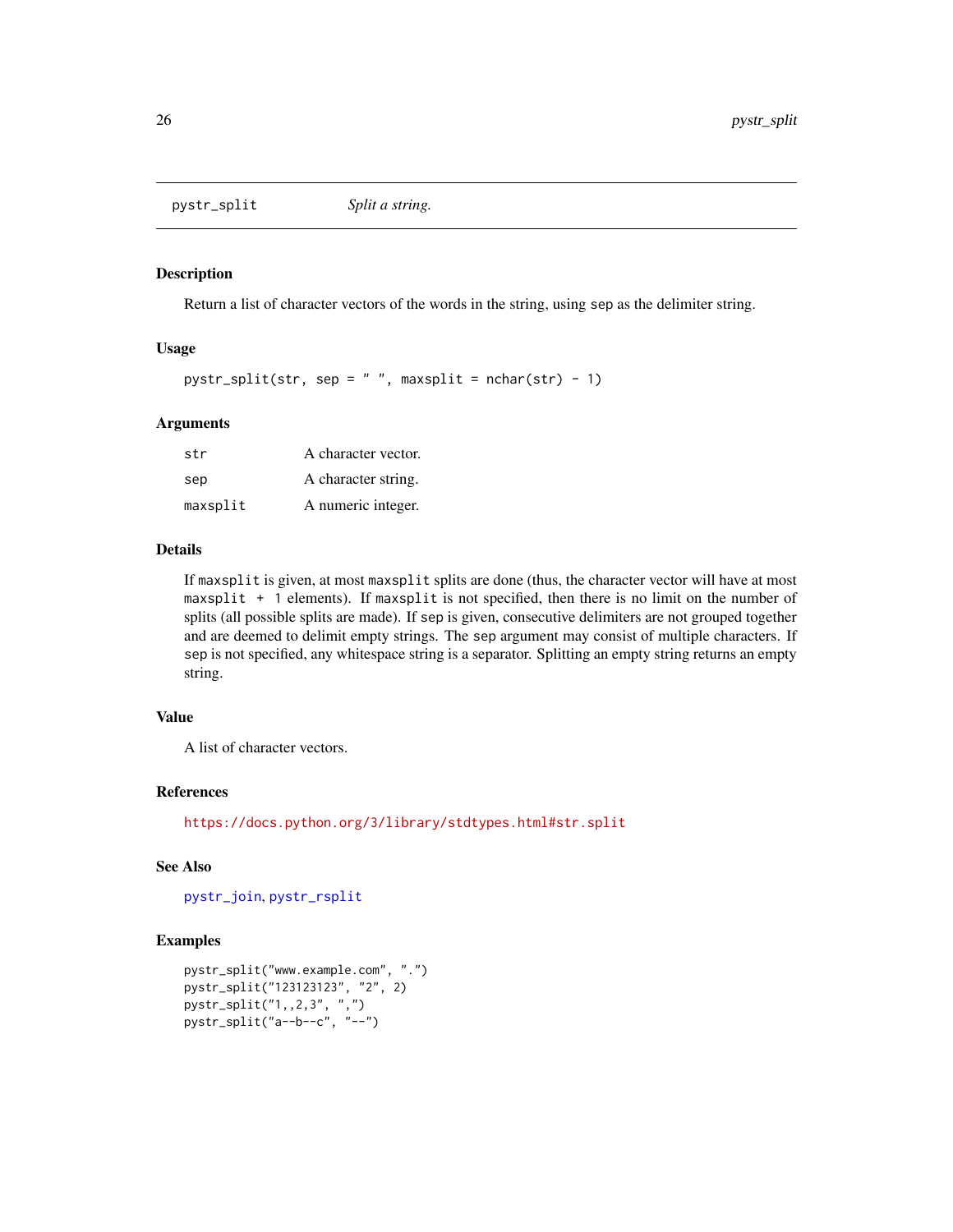# pystr_split *Split a string.*

## Description

Return a list of character vectors of the words in the string, using `sep` as the delimiter string.

## Usage

```
pystr_split(str, sep = " ", maxsplit = nchar(str) - 1)
```

## Arguments

| | |
|---|---|
| `str` | A character vector. |
| `sep` | A character string. |
| `maxsplit` | A numeric integer. |

## Details

If `maxsplit` is given, at most `maxsplit` splits are done (thus, the character vector will have at most `maxsplit + 1` elements). If `maxsplit` is not specified, then there is no limit on the number of splits (all possible splits are made). If `sep` is given, consecutive delimiters are not grouped together and are deemed to delimit empty strings. The `sep` argument may consist of multiple characters. If `sep` is not specified, any whitespace string is a separator. Splitting an empty string returns an empty string.

## Value

A list of character vectors.

## References

https://docs.python.org/3/library/stdtypes.html#str.split

## See Also

`pystr_join`, `pystr_rsplit`

## Examples

```
pystr_split("www.example.com", ".")
pystr_split("123123123", "2", 2)
pystr_split("1,,2,3", ",")
pystr_split("a--b--c", "--")
```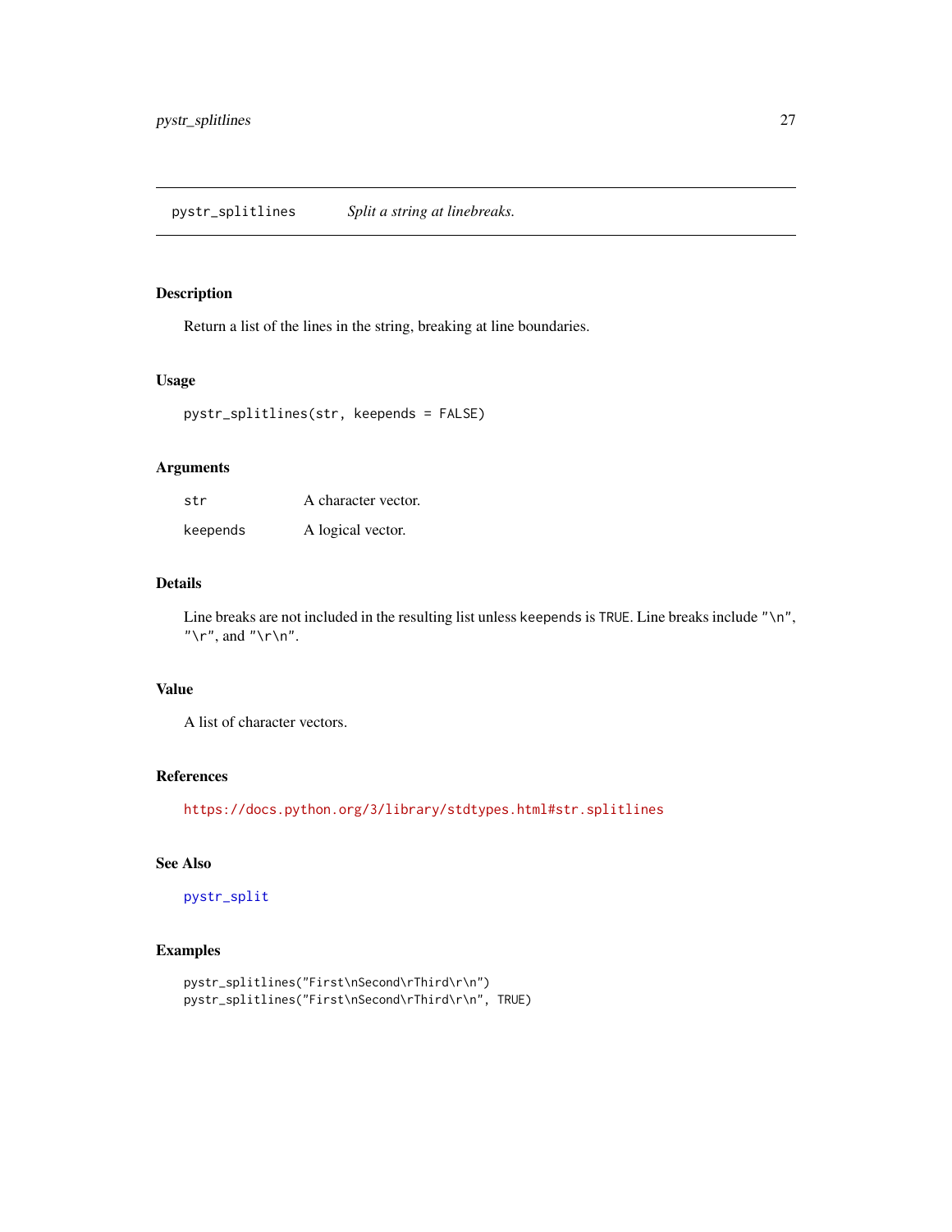## pystr_splitlines *Split a string at linebreaks.*

### Description

Return a list of the lines in the string, breaking at line boundaries.

### Usage

```
pystr_splitlines(str, keepends = FALSE)
```

### Arguments

| | |
|---|---|
| `str` | A character vector. |
| `keepends` | A logical vector. |

### Details

Line breaks are not included in the resulting list unless `keepends` is `TRUE`. Line breaks include `"\n"`, `"\r"`, and `"\r\n"`.

### Value

A list of character vectors.

### References

https://docs.python.org/3/library/stdtypes.html#str.splitlines

### See Also

`pystr_split`

### Examples

```
pystr_splitlines("First\nSecond\rThird\r\n")
pystr_splitlines("First\nSecond\rThird\r\n", TRUE)
```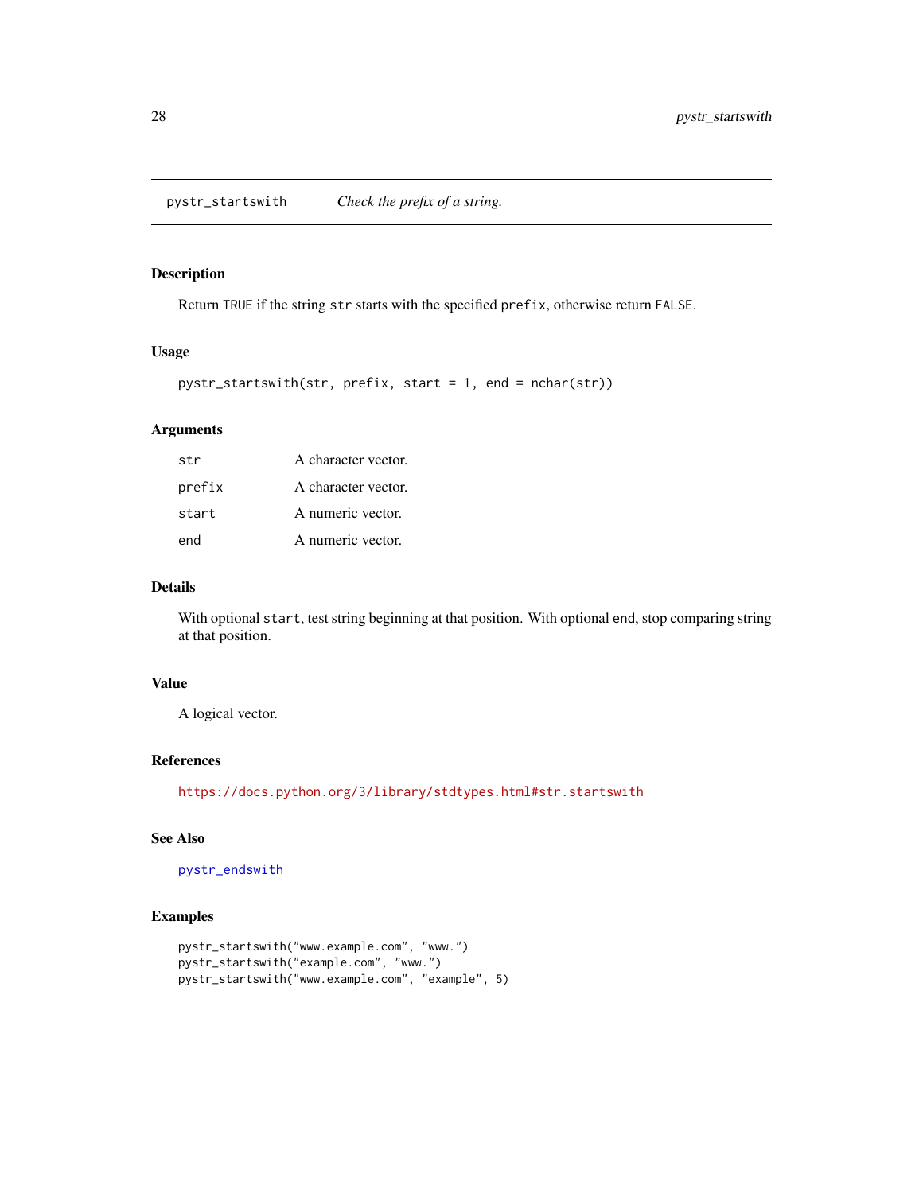## pystr_startswith *Check the prefix of a string.*

### Description

Return `TRUE` if the string `str` starts with the specified `prefix`, otherwise return `FALSE`.

### Usage

```
pystr_startswith(str, prefix, start = 1, end = nchar(str))
```

### Arguments

| | |
|---|---|
| `str` | A character vector. |
| `prefix` | A character vector. |
| `start` | A numeric vector. |
| `end` | A numeric vector. |

### Details

With optional `start`, test string beginning at that position. With optional `end`, stop comparing string at that position.

### Value

A logical vector.

### References

https://docs.python.org/3/library/stdtypes.html#str.startswith

### See Also

`pystr_endswith`

### Examples

```
pystr_startswith("www.example.com", "www.")
pystr_startswith("example.com", "www.")
pystr_startswith("www.example.com", "example", 5)
```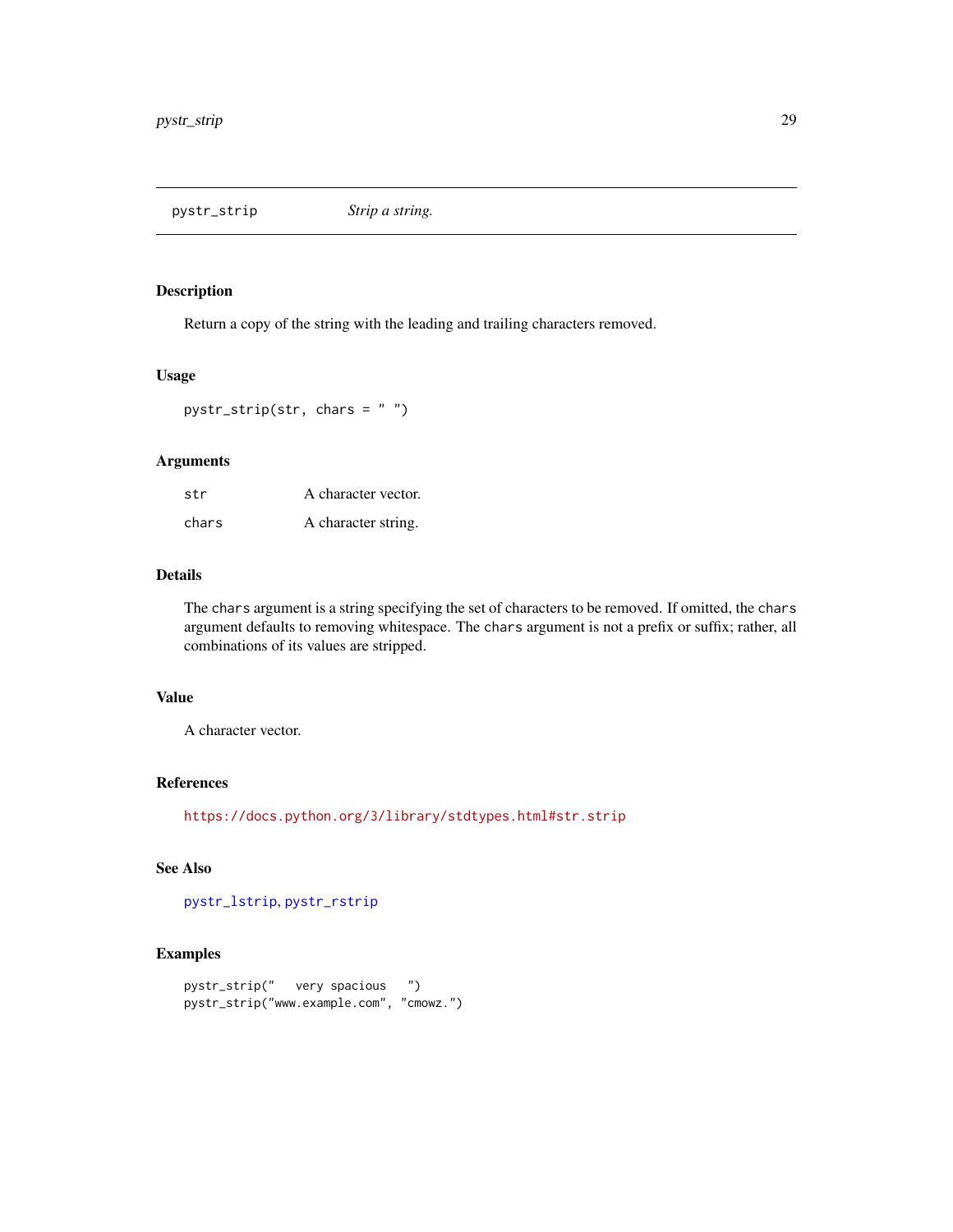## pystr_strip — *Strip a string.*

### Description

Return a copy of the string with the leading and trailing characters removed.

### Usage

```
pystr_strip(str, chars = " ")
```

### Arguments

| | |
|---|---|
| `str` | A character vector. |
| `chars` | A character string. |

### Details

The `chars` argument is a string specifying the set of characters to be removed. If omitted, the `chars` argument defaults to removing whitespace. The `chars` argument is not a prefix or suffix; rather, all combinations of its values are stripped.

### Value

A character vector.

### References

https://docs.python.org/3/library/stdtypes.html#str.strip

### See Also

`pystr_lstrip`, `pystr_rstrip`

### Examples

```
pystr_strip("   very spacious   ")
pystr_strip("www.example.com", "cmowz.")
```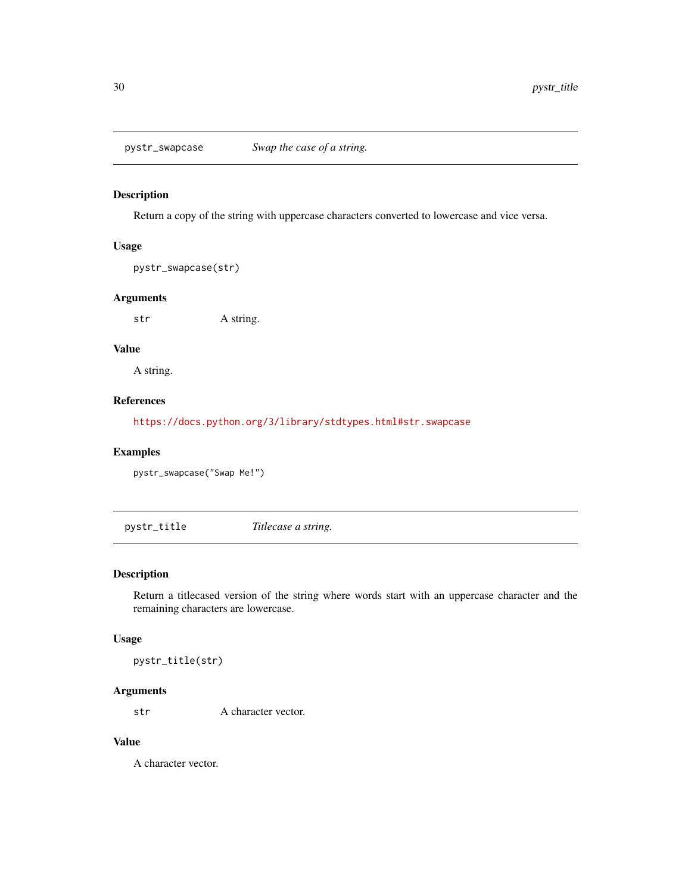## pystr_swapcase — *Swap the case of a string.*

### Description

Return a copy of the string with uppercase characters converted to lowercase and vice versa.

### Usage

```
pystr_swapcase(str)
```

### Arguments

| | |
|---|---|
| `str` | A string. |

### Value

A string.

### References

https://docs.python.org/3/library/stdtypes.html#str.swapcase

### Examples

```
pystr_swapcase("Swap Me!")
```

## pystr_title — *Titlecase a string.*

### Description

Return a titlecased version of the string where words start with an uppercase character and the remaining characters are lowercase.

### Usage

```
pystr_title(str)
```

### Arguments

| | |
|---|---|
| `str` | A character vector. |

### Value

A character vector.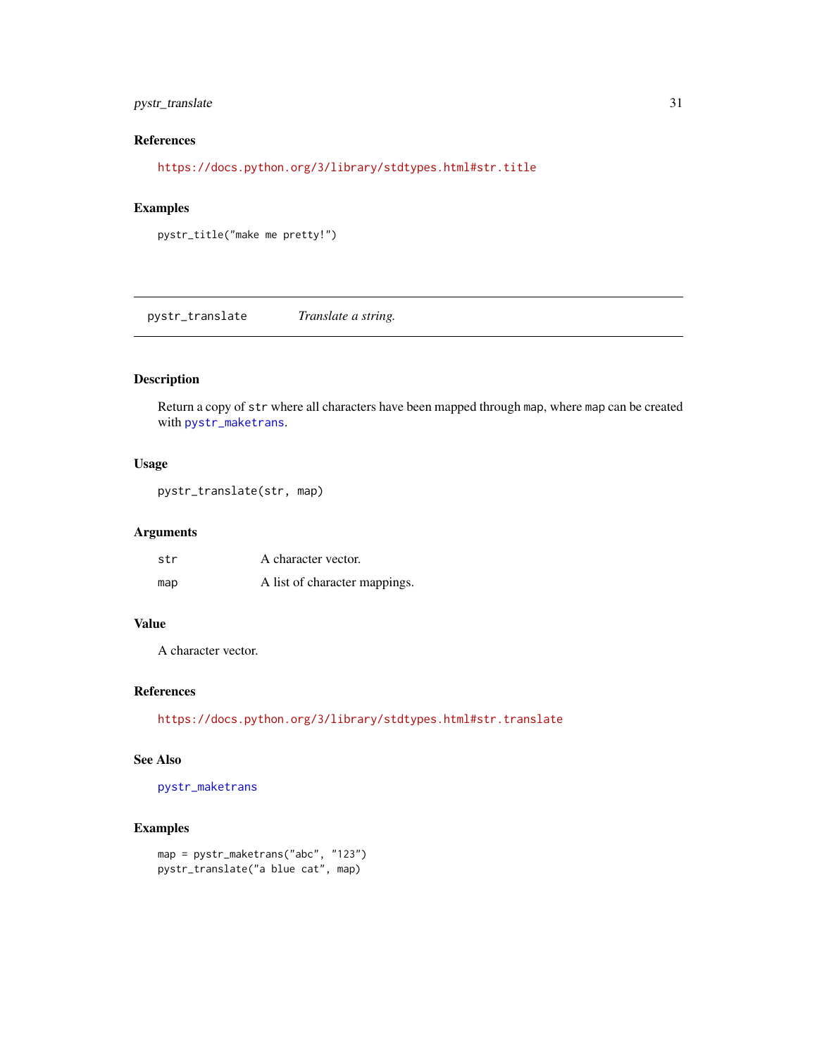### References

https://docs.python.org/3/library/stdtypes.html#str.title

### Examples

```
pystr_title("make me pretty!")
```

---

## pystr_translate    *Translate a string.*

---

### Description

Return a copy of `str` where all characters have been mapped through `map`, where `map` can be created with `pystr_maketrans`.

### Usage

```
pystr_translate(str, map)
```

### Arguments

| | |
|---|---|
| `str` | A character vector. |
| `map` | A list of character mappings. |

### Value

A character vector.

### References

https://docs.python.org/3/library/stdtypes.html#str.translate

### See Also

`pystr_maketrans`

### Examples

```
map = pystr_maketrans("abc", "123")
pystr_translate("a blue cat", map)
```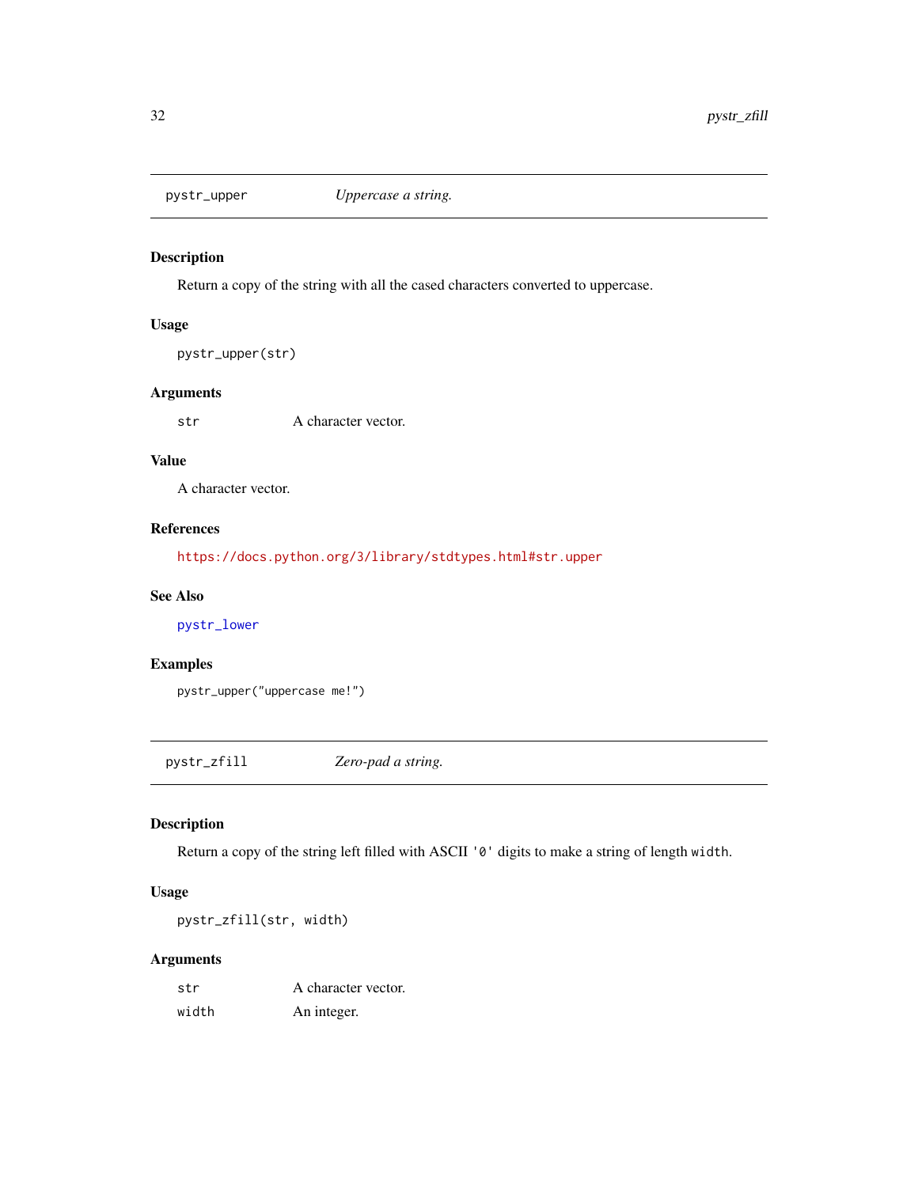## pystr_upper — *Uppercase a string.*

### Description

Return a copy of the string with all the cased characters converted to uppercase.

### Usage

```
pystr_upper(str)
```

### Arguments

| | |
|---|---|
| `str` | A character vector. |

### Value

A character vector.

### References

https://docs.python.org/3/library/stdtypes.html#str.upper

### See Also

`pystr_lower`

### Examples

```
pystr_upper("uppercase me!")
```

## pystr_zfill — *Zero-pad a string.*

### Description

Return a copy of the string left filled with ASCII `'0'` digits to make a string of length `width`.

### Usage

```
pystr_zfill(str, width)
```

### Arguments

| | |
|---|---|
| `str` | A character vector. |
| `width` | An integer. |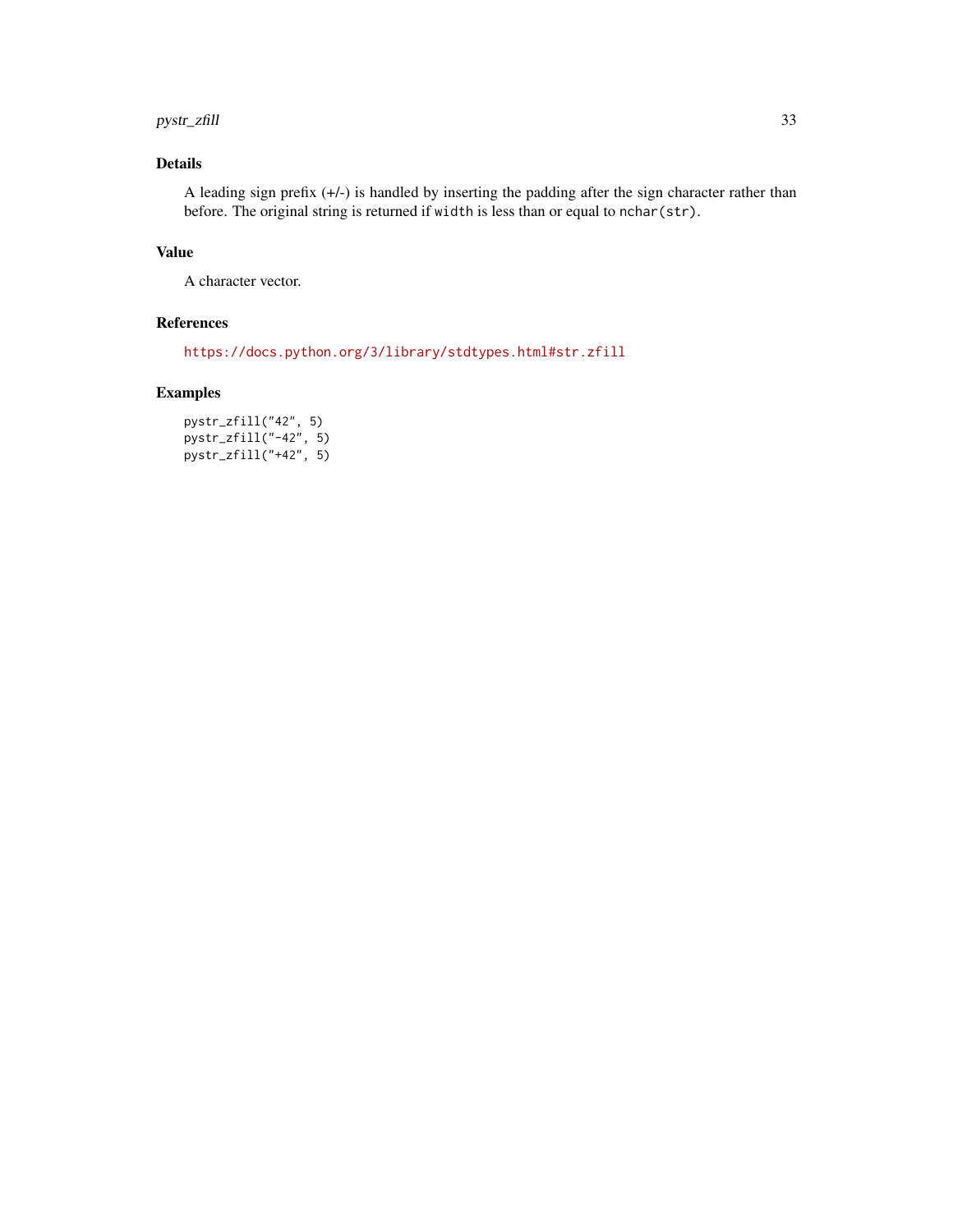## Details

A leading sign prefix (+/-) is handled by inserting the padding after the sign character rather than before. The original string is returned if `width` is less than or equal to `nchar(str)`.

## Value

A character vector.

## References

https://docs.python.org/3/library/stdtypes.html#str.zfill

## Examples

```
pystr_zfill("42", 5)
pystr_zfill("-42", 5)
pystr_zfill("+42", 5)
```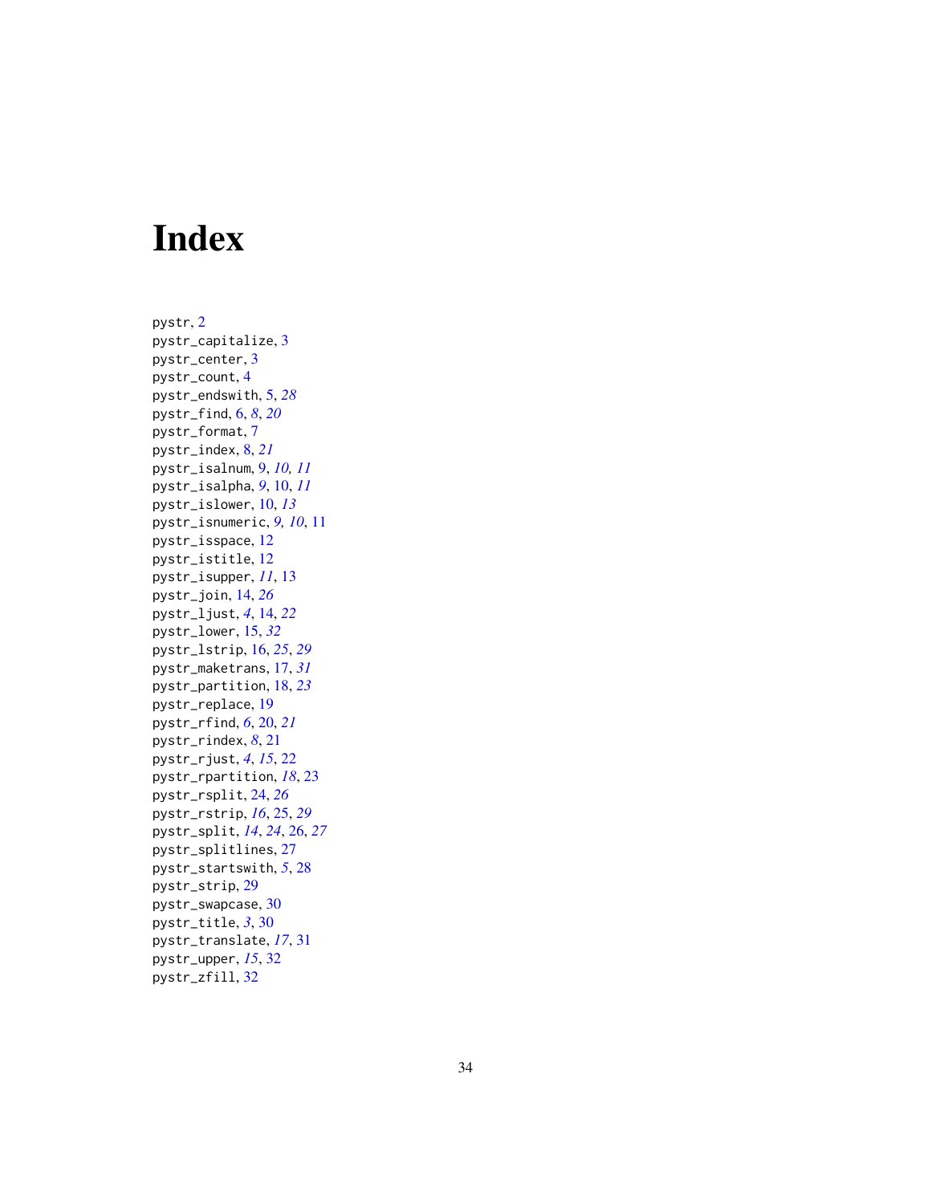# Index

pystr, 2
pystr_capitalize, 3
pystr_center, 3
pystr_count, 4
pystr_endswith, 5, *28*
pystr_find, 6, *8*, *20*
pystr_format, 7
pystr_index, 8, *21*
pystr_isalnum, 9, *10, 11*
pystr_isalpha, *9*, 10, *11*
pystr_islower, 10, *13*
pystr_isnumeric, *9, 10*, 11
pystr_isspace, 12
pystr_istitle, 12
pystr_isupper, *11*, 13
pystr_join, 14, *26*
pystr_ljust, *4*, 14, *22*
pystr_lower, 15, *32*
pystr_lstrip, 16, *25*, *29*
pystr_maketrans, 17, *31*
pystr_partition, 18, *23*
pystr_replace, 19
pystr_rfind, *6*, 20, *21*
pystr_rindex, *8*, 21
pystr_rjust, *4*, *15*, 22
pystr_rpartition, *18*, 23
pystr_rsplit, 24, *26*
pystr_rstrip, *16*, 25, *29*
pystr_split, *14*, *24*, 26, *27*
pystr_splitlines, 27
pystr_startswith, *5*, 28
pystr_strip, 29
pystr_swapcase, 30
pystr_title, *3*, 30
pystr_translate, *17*, 31
pystr_upper, *15*, 32
pystr_zfill, 32